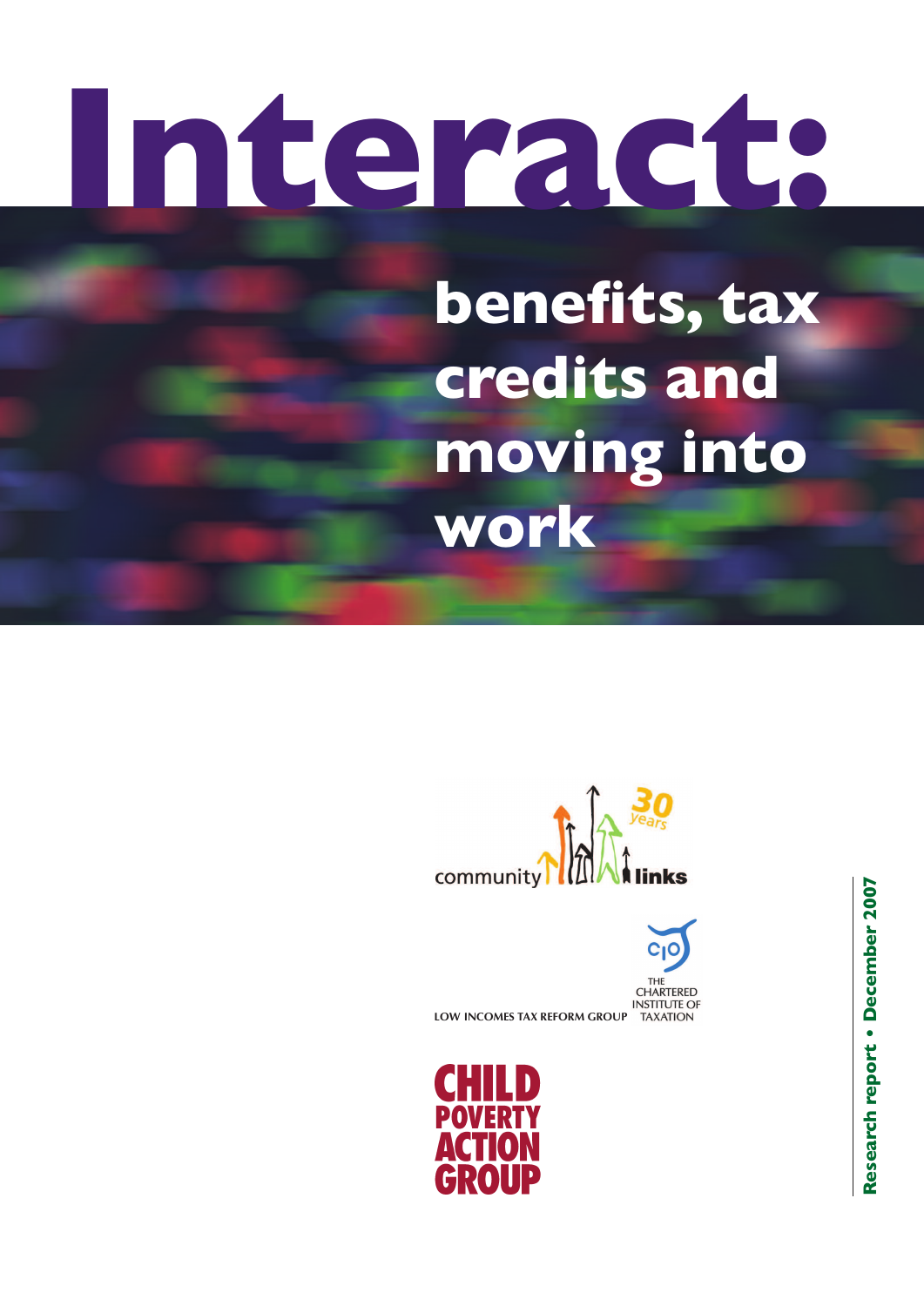# Interact:

## benefits, tax credits and moving into work

community links 30 years

LOW INCOMES TAX REFORM GROUP

THE CHARTERED INSTITUTE OF TAXATION

CHILD POVERTY ACTION GROUP

Research report • December 2007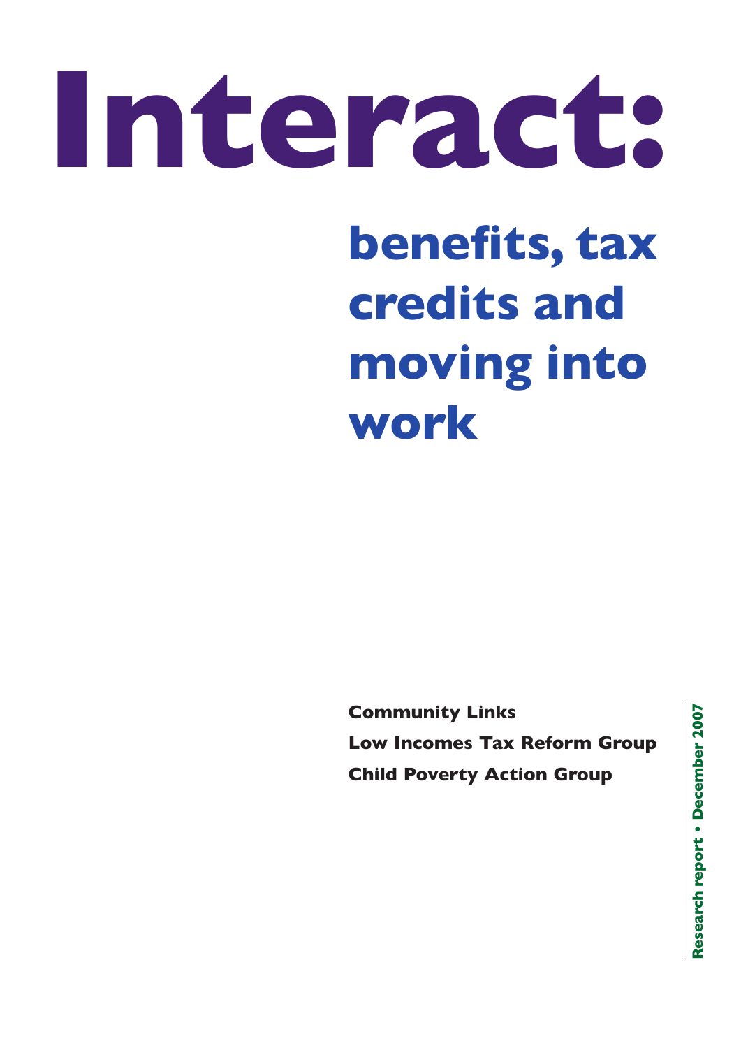# Interact:

## benefits, tax credits and moving into work

**Community Links**

**Low Incomes Tax Reform Group**

**Child Poverty Action Group**

**Research report • December 2007**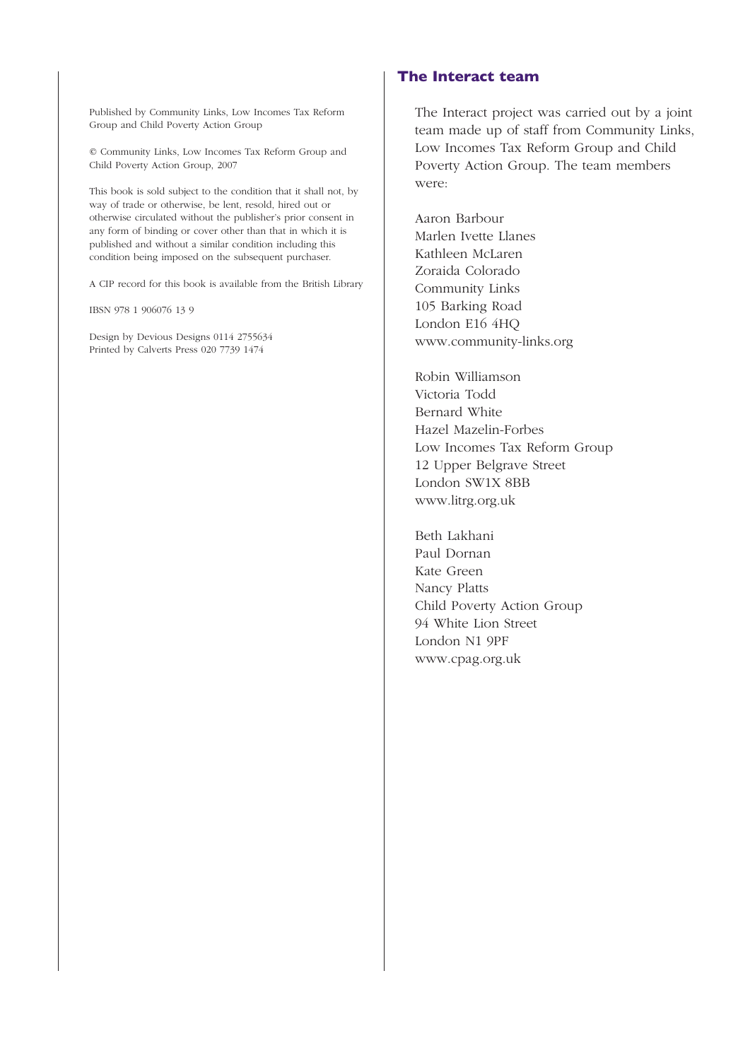Published by Community Links, Low Incomes Tax Reform Group and Child Poverty Action Group

© Community Links, Low Incomes Tax Reform Group and Child Poverty Action Group, 2007

This book is sold subject to the condition that it shall not, by way of trade or otherwise, be lent, resold, hired out or otherwise circulated without the publisher's prior consent in any form of binding or cover other than that in which it is published and without a similar condition including this condition being imposed on the subsequent purchaser.

A CIP record for this book is available from the British Library

IBSN 978 1 906076 13 9

Design by Devious Designs 0114 2755634
Printed by Calverts Press 020 7739 1474

## The Interact team

The Interact project was carried out by a joint team made up of staff from Community Links, Low Incomes Tax Reform Group and Child Poverty Action Group. The team members were:

Aaron Barbour
Marlen Ivette Llanes
Kathleen McLaren
Zoraida Colorado
Community Links
105 Barking Road
London E16 4HQ
www.community-links.org

Robin Williamson
Victoria Todd
Bernard White
Hazel Mazelin-Forbes
Low Incomes Tax Reform Group
12 Upper Belgrave Street
London SW1X 8BB
www.litrg.org.uk

Beth Lakhani
Paul Dornan
Kate Green
Nancy Platts
Child Poverty Action Group
94 White Lion Street
London N1 9PF
www.cpag.org.uk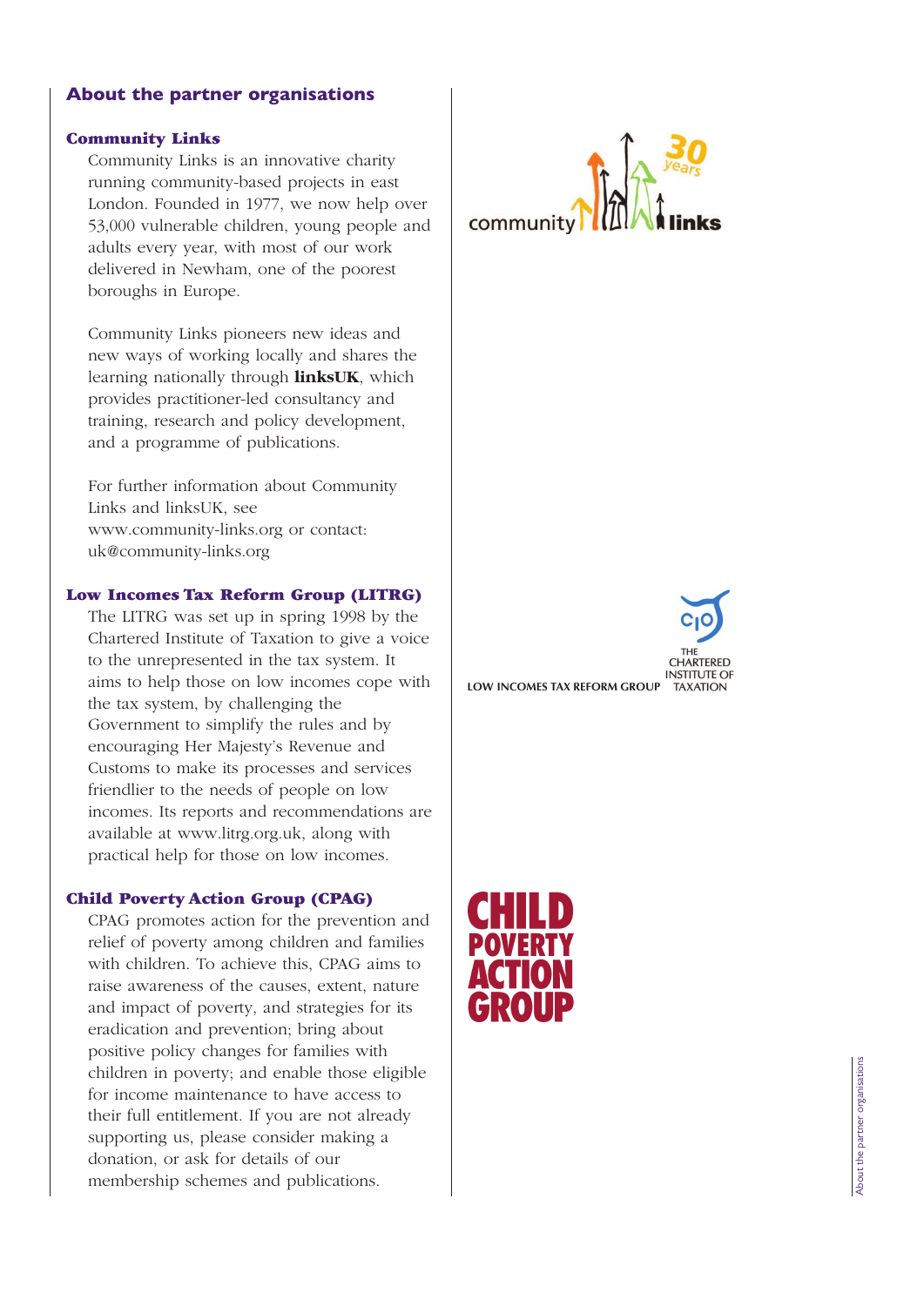## About the partner organisations

### Community Links

Community Links is an innovative charity running community-based projects in east London. Founded in 1977, we now help over 53,000 vulnerable children, young people and adults every year, with most of our work delivered in Newham, one of the poorest boroughs in Europe.

Community Links pioneers new ideas and new ways of working locally and shares the learning nationally through **linksUK**, which provides practitioner-led consultancy and training, research and policy development, and a programme of publications.

For further information about Community Links and linksUK, see www.community-links.org or contact: uk@community-links.org

### Low Incomes Tax Reform Group (LITRG)

The LITRG was set up in spring 1998 by the Chartered Institute of Taxation to give a voice to the unrepresented in the tax system. It aims to help those on low incomes cope with the tax system, by challenging the Government to simplify the rules and by encouraging Her Majesty's Revenue and Customs to make its processes and services friendlier to the needs of people on low incomes. Its reports and recommendations are available at www.litrg.org.uk, along with practical help for those on low incomes.

### Child Poverty Action Group (CPAG)

CPAG promotes action for the prevention and relief of poverty among children and families with children. To achieve this, CPAG aims to raise awareness of the causes, extent, nature and impact of poverty, and strategies for its eradication and prevention; bring about positive policy changes for families with children in poverty; and enable those eligible for income maintenance to have access to their full entitlement. If you are not already supporting us, please consider making a donation, or ask for details of our membership schemes and publications.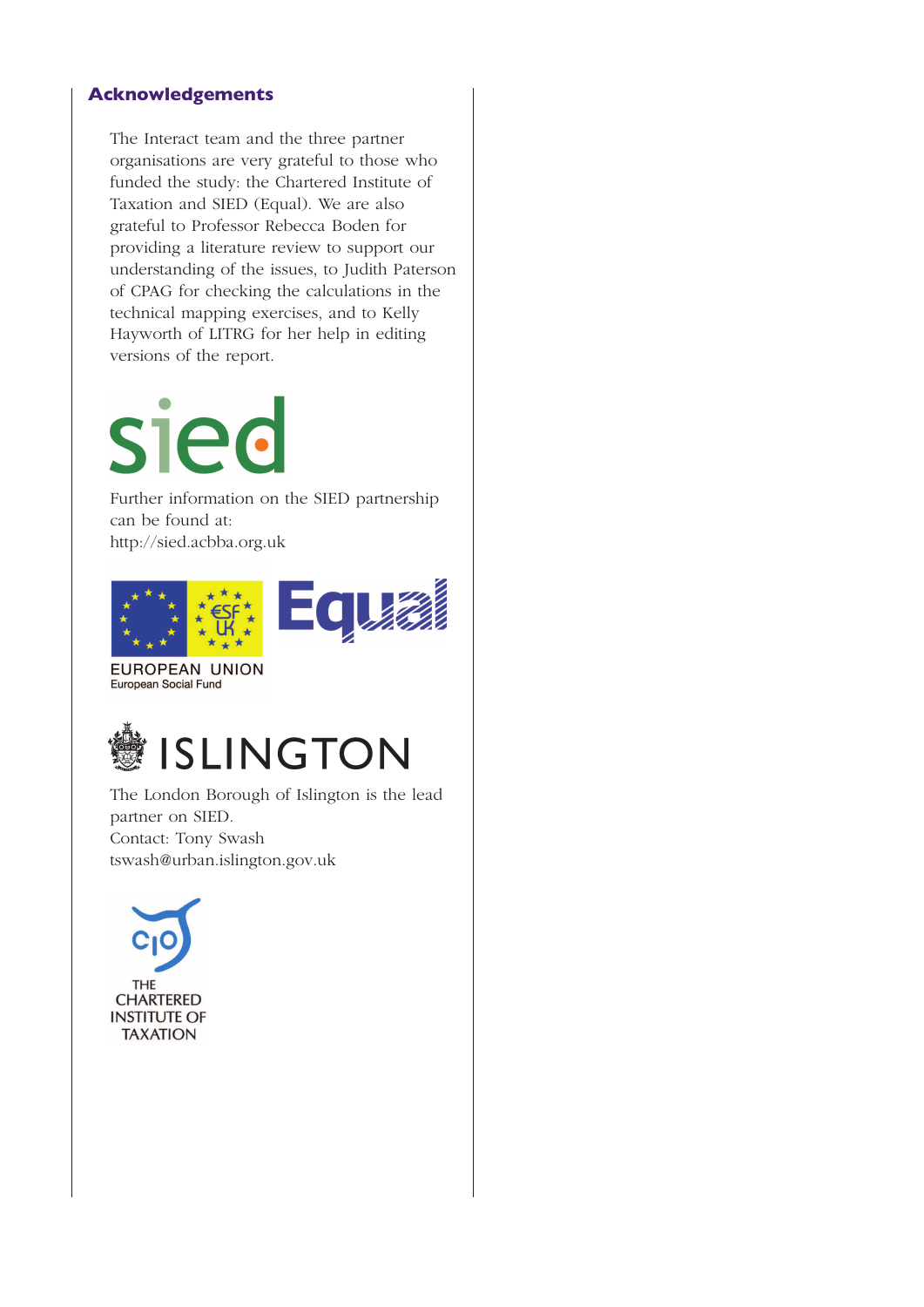## Acknowledgements

The Interact team and the three partner organisations are very grateful to those who funded the study: the Chartered Institute of Taxation and SIED (Equal). We are also grateful to Professor Rebecca Boden for providing a literature review to support our understanding of the issues, to Judith Paterson of CPAG for checking the calculations in the technical mapping exercises, and to Kelly Hayworth of LITRG for her help in editing versions of the report.

sied

Further information on the SIED partnership can be found at:
http://sied.acbba.org.uk

EUROPEAN UNION
European Social Fund

Equal

ISLINGTON

The London Borough of Islington is the lead partner on SIED.
Contact: Tony Swash
tswash@urban.islington.gov.uk

CIOT
THE CHARTERED INSTITUTE OF TAXATION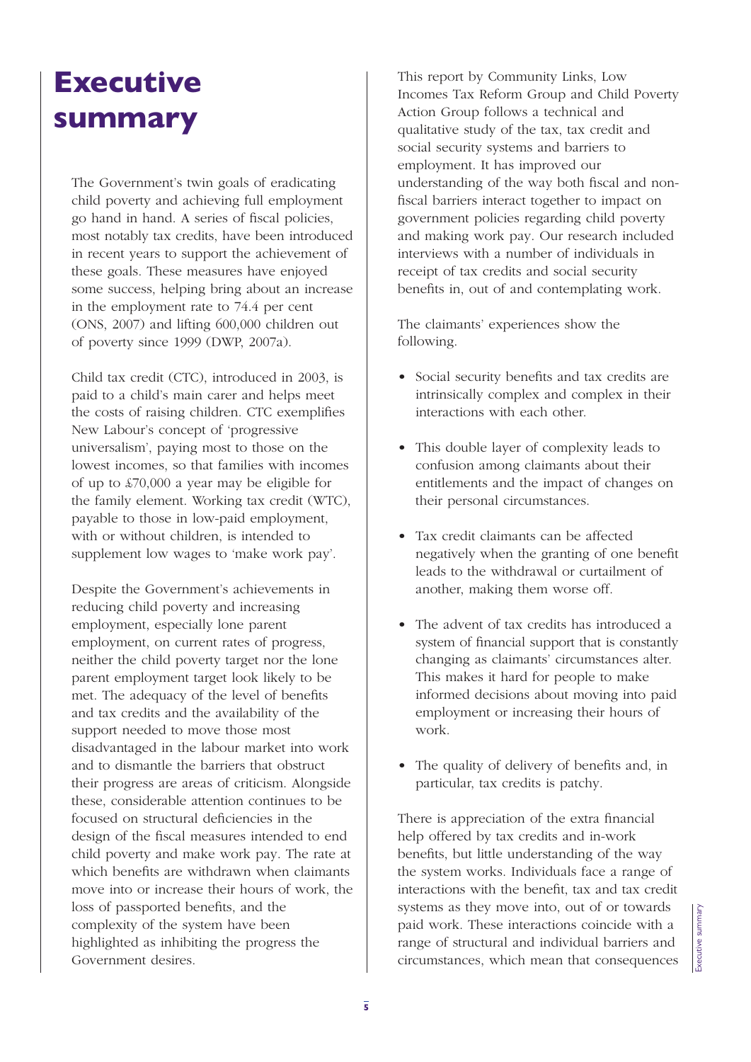# Executive summary

The Government's twin goals of eradicating child poverty and achieving full employment go hand in hand. A series of fiscal policies, most notably tax credits, have been introduced in recent years to support the achievement of these goals. These measures have enjoyed some success, helping bring about an increase in the employment rate to 74.4 per cent (ONS, 2007) and lifting 600,000 children out of poverty since 1999 (DWP, 2007a).

Child tax credit (CTC), introduced in 2003, is paid to a child's main carer and helps meet the costs of raising children. CTC exemplifies New Labour's concept of 'progressive universalism', paying most to those on the lowest incomes, so that families with incomes of up to £70,000 a year may be eligible for the family element. Working tax credit (WTC), payable to those in low-paid employment, with or without children, is intended to supplement low wages to 'make work pay'.

Despite the Government's achievements in reducing child poverty and increasing employment, especially lone parent employment, on current rates of progress, neither the child poverty target nor the lone parent employment target look likely to be met. The adequacy of the level of benefits and tax credits and the availability of the support needed to move those most disadvantaged in the labour market into work and to dismantle the barriers that obstruct their progress are areas of criticism. Alongside these, considerable attention continues to be focused on structural deficiencies in the design of the fiscal measures intended to end child poverty and make work pay. The rate at which benefits are withdrawn when claimants move into or increase their hours of work, the loss of passported benefits, and the complexity of the system have been highlighted as inhibiting the progress the Government desires.

This report by Community Links, Low Incomes Tax Reform Group and Child Poverty Action Group follows a technical and qualitative study of the tax, tax credit and social security systems and barriers to employment. It has improved our understanding of the way both fiscal and non-fiscal barriers interact together to impact on government policies regarding child poverty and making work pay. Our research included interviews with a number of individuals in receipt of tax credits and social security benefits in, out of and contemplating work.

The claimants' experiences show the following.

- Social security benefits and tax credits are intrinsically complex and complex in their interactions with each other.
- This double layer of complexity leads to confusion among claimants about their entitlements and the impact of changes on their personal circumstances.
- Tax credit claimants can be affected negatively when the granting of one benefit leads to the withdrawal or curtailment of another, making them worse off.
- The advent of tax credits has introduced a system of financial support that is constantly changing as claimants' circumstances alter. This makes it hard for people to make informed decisions about moving into paid employment or increasing their hours of work.
- The quality of delivery of benefits and, in particular, tax credits is patchy.

There is appreciation of the extra financial help offered by tax credits and in-work benefits, but little understanding of the way the system works. Individuals face a range of interactions with the benefit, tax and tax credit systems as they move into, out of or towards paid work. These interactions coincide with a range of structural and individual barriers and circumstances, which mean that consequences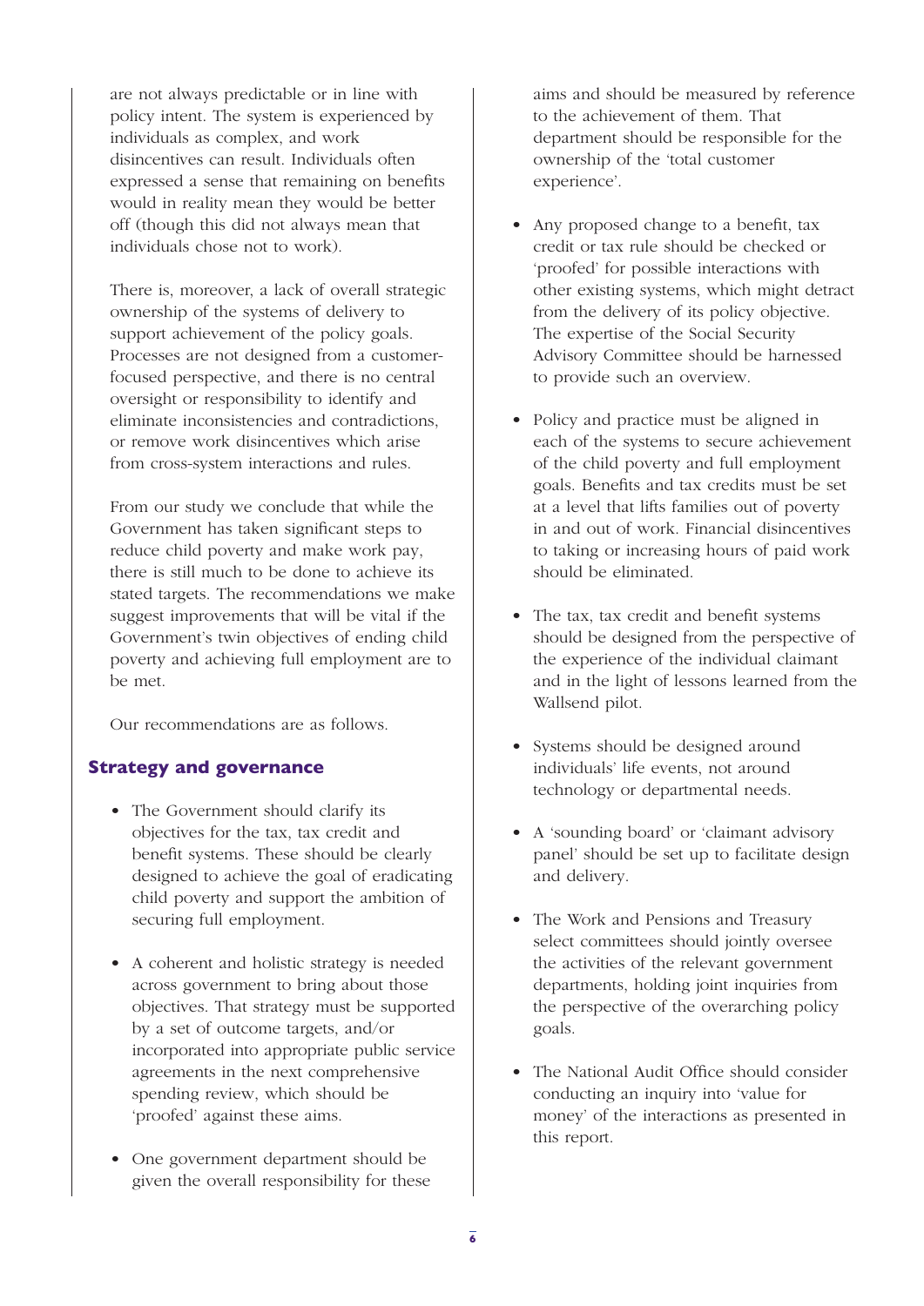are not always predictable or in line with policy intent. The system is experienced by individuals as complex, and work disincentives can result. Individuals often expressed a sense that remaining on benefits would in reality mean they would be better off (though this did not always mean that individuals chose not to work).

There is, moreover, a lack of overall strategic ownership of the systems of delivery to support achievement of the policy goals. Processes are not designed from a customer-focused perspective, and there is no central oversight or responsibility to identify and eliminate inconsistencies and contradictions, or remove work disincentives which arise from cross-system interactions and rules.

From our study we conclude that while the Government has taken significant steps to reduce child poverty and make work pay, there is still much to be done to achieve its stated targets. The recommendations we make suggest improvements that will be vital if the Government's twin objectives of ending child poverty and achieving full employment are to be met.

Our recommendations are as follows.

## Strategy and governance

- The Government should clarify its objectives for the tax, tax credit and benefit systems. These should be clearly designed to achieve the goal of eradicating child poverty and support the ambition of securing full employment.
- A coherent and holistic strategy is needed across government to bring about those objectives. That strategy must be supported by a set of outcome targets, and/or incorporated into appropriate public service agreements in the next comprehensive spending review, which should be 'proofed' against these aims.
- One government department should be given the overall responsibility for these aims and should be measured by reference to the achievement of them. That department should be responsible for the ownership of the 'total customer experience'.
- Any proposed change to a benefit, tax credit or tax rule should be checked or 'proofed' for possible interactions with other existing systems, which might detract from the delivery of its policy objective. The expertise of the Social Security Advisory Committee should be harnessed to provide such an overview.
- Policy and practice must be aligned in each of the systems to secure achievement of the child poverty and full employment goals. Benefits and tax credits must be set at a level that lifts families out of poverty in and out of work. Financial disincentives to taking or increasing hours of paid work should be eliminated.
- The tax, tax credit and benefit systems should be designed from the perspective of the experience of the individual claimant and in the light of lessons learned from the Wallsend pilot.
- Systems should be designed around individuals' life events, not around technology or departmental needs.
- A 'sounding board' or 'claimant advisory panel' should be set up to facilitate design and delivery.
- The Work and Pensions and Treasury select committees should jointly oversee the activities of the relevant government departments, holding joint inquiries from the perspective of the overarching policy goals.
- The National Audit Office should consider conducting an inquiry into 'value for money' of the interactions as presented in this report.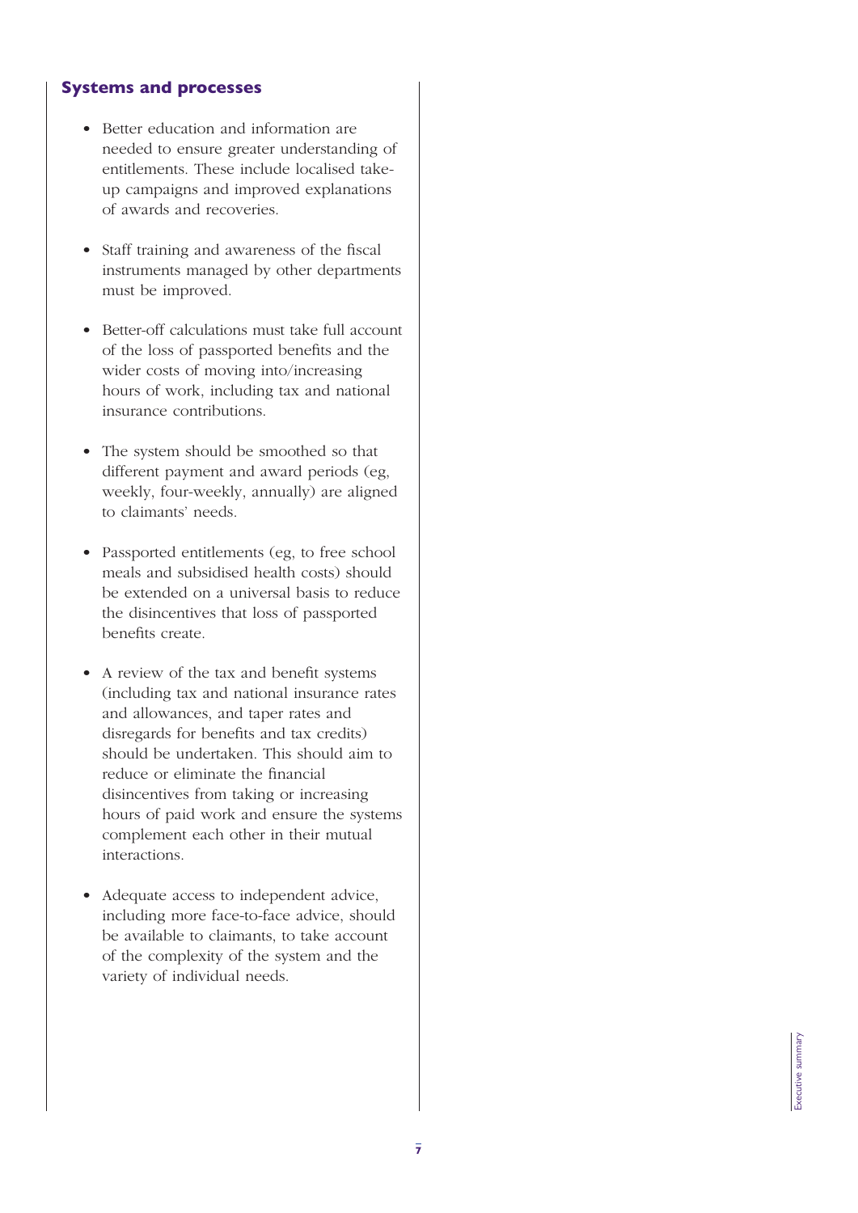## Systems and processes

- Better education and information are needed to ensure greater understanding of entitlements. These include localised take-up campaigns and improved explanations of awards and recoveries.
- Staff training and awareness of the fiscal instruments managed by other departments must be improved.
- Better-off calculations must take full account of the loss of passported benefits and the wider costs of moving into/increasing hours of work, including tax and national insurance contributions.
- The system should be smoothed so that different payment and award periods (eg, weekly, four-weekly, annually) are aligned to claimants' needs.
- Passported entitlements (eg, to free school meals and subsidised health costs) should be extended on a universal basis to reduce the disincentives that loss of passported benefits create.
- A review of the tax and benefit systems (including tax and national insurance rates and allowances, and taper rates and disregards for benefits and tax credits) should be undertaken. This should aim to reduce or eliminate the financial disincentives from taking or increasing hours of paid work and ensure the systems complement each other in their mutual interactions.
- Adequate access to independent advice, including more face-to-face advice, should be available to claimants, to take account of the complexity of the system and the variety of individual needs.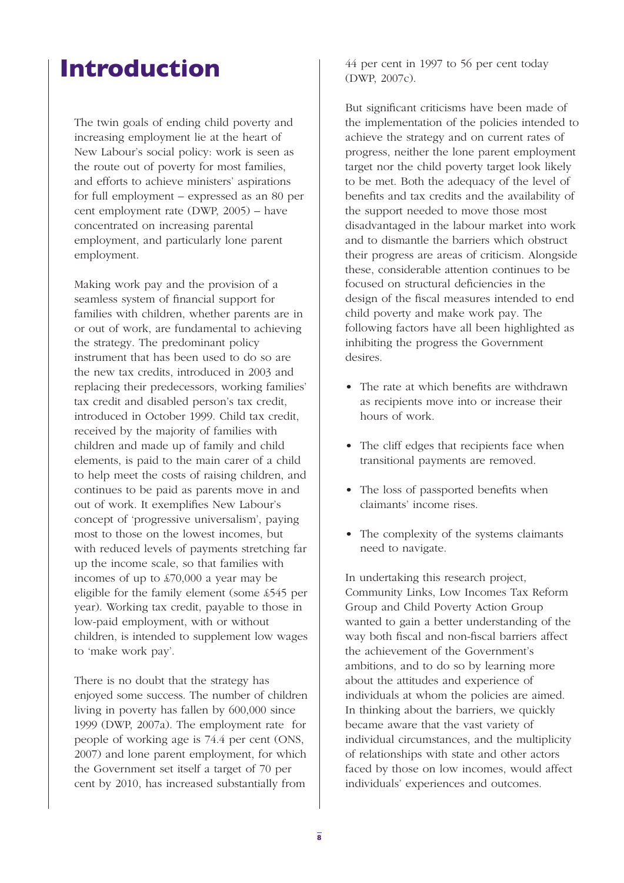# Introduction

The twin goals of ending child poverty and increasing employment lie at the heart of New Labour's social policy: work is seen as the route out of poverty for most families, and efforts to achieve ministers' aspirations for full employment – expressed as an 80 per cent employment rate (DWP, 2005) – have concentrated on increasing parental employment, and particularly lone parent employment.

Making work pay and the provision of a seamless system of financial support for families with children, whether parents are in or out of work, are fundamental to achieving the strategy. The predominant policy instrument that has been used to do so are the new tax credits, introduced in 2003 and replacing their predecessors, working families' tax credit and disabled person's tax credit, introduced in October 1999. Child tax credit, received by the majority of families with children and made up of family and child elements, is paid to the main carer of a child to help meet the costs of raising children, and continues to be paid as parents move in and out of work. It exemplifies New Labour's concept of 'progressive universalism', paying most to those on the lowest incomes, but with reduced levels of payments stretching far up the income scale, so that families with incomes of up to £70,000 a year may be eligible for the family element (some £545 per year). Working tax credit, payable to those in low-paid employment, with or without children, is intended to supplement low wages to 'make work pay'.

There is no doubt that the strategy has enjoyed some success. The number of children living in poverty has fallen by 600,000 since 1999 (DWP, 2007a). The employment rate for people of working age is 74.4 per cent (ONS, 2007) and lone parent employment, for which the Government set itself a target of 70 per cent by 2010, has increased substantially from 44 per cent in 1997 to 56 per cent today (DWP, 2007c).

But significant criticisms have been made of the implementation of the policies intended to achieve the strategy and on current rates of progress, neither the lone parent employment target nor the child poverty target look likely to be met. Both the adequacy of the level of benefits and tax credits and the availability of the support needed to move those most disadvantaged in the labour market into work and to dismantle the barriers which obstruct their progress are areas of criticism. Alongside these, considerable attention continues to be focused on structural deficiencies in the design of the fiscal measures intended to end child poverty and make work pay. The following factors have all been highlighted as inhibiting the progress the Government desires.

- The rate at which benefits are withdrawn as recipients move into or increase their hours of work.
- The cliff edges that recipients face when transitional payments are removed.
- The loss of passported benefits when claimants' income rises.
- The complexity of the systems claimants need to navigate.

In undertaking this research project, Community Links, Low Incomes Tax Reform Group and Child Poverty Action Group wanted to gain a better understanding of the way both fiscal and non-fiscal barriers affect the achievement of the Government's ambitions, and to do so by learning more about the attitudes and experience of individuals at whom the policies are aimed. In thinking about the barriers, we quickly became aware that the vast variety of individual circumstances, and the multiplicity of relationships with state and other actors faced by those on low incomes, would affect individuals' experiences and outcomes.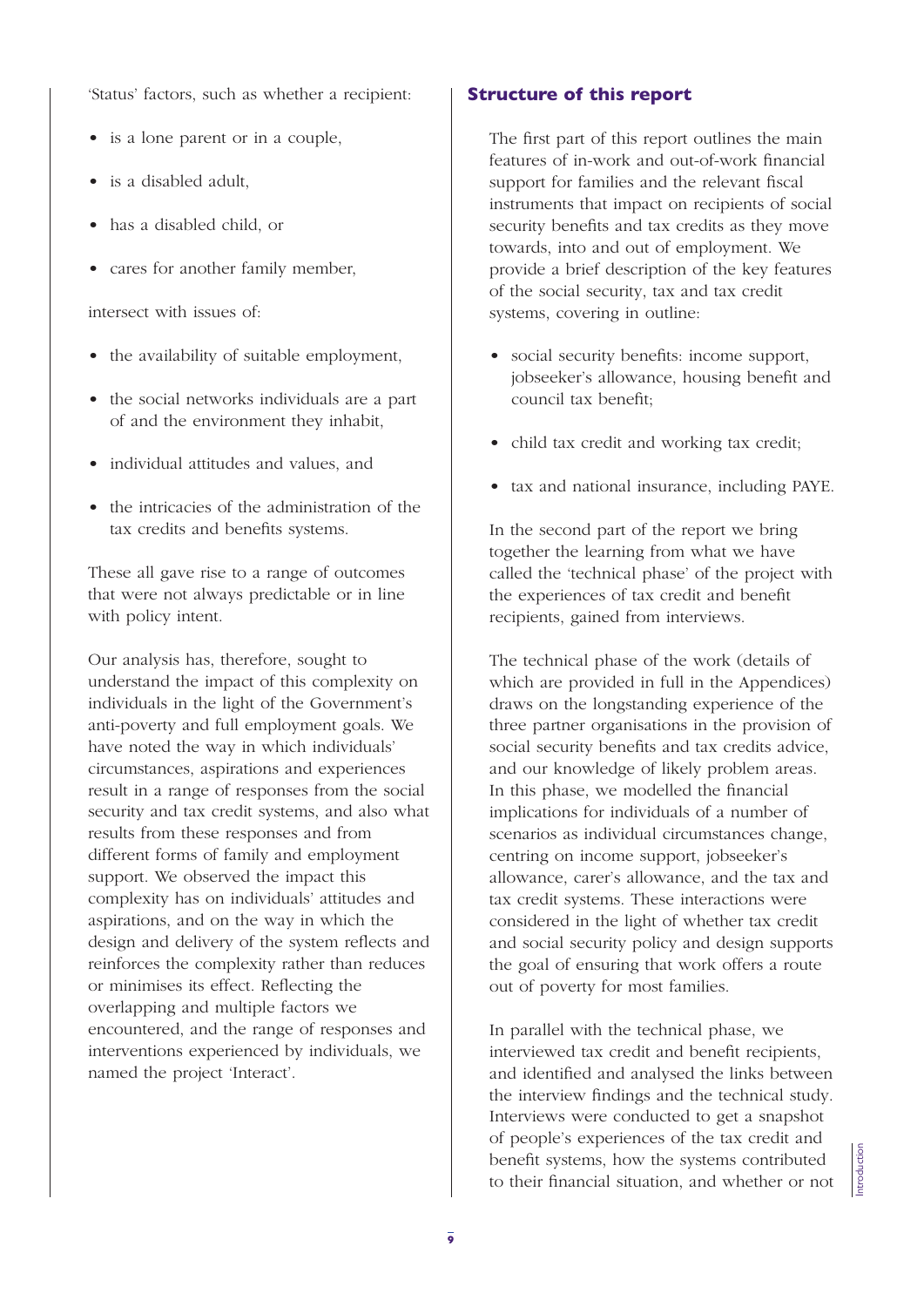'Status' factors, such as whether a recipient:

- is a lone parent or in a couple,
- is a disabled adult,
- has a disabled child, or
- cares for another family member,

intersect with issues of:

- the availability of suitable employment,
- the social networks individuals are a part of and the environment they inhabit,
- individual attitudes and values, and
- the intricacies of the administration of the tax credits and benefits systems.

These all gave rise to a range of outcomes that were not always predictable or in line with policy intent.

Our analysis has, therefore, sought to understand the impact of this complexity on individuals in the light of the Government's anti-poverty and full employment goals. We have noted the way in which individuals' circumstances, aspirations and experiences result in a range of responses from the social security and tax credit systems, and also what results from these responses and from different forms of family and employment support. We observed the impact this complexity has on individuals' attitudes and aspirations, and on the way in which the design and delivery of the system reflects and reinforces the complexity rather than reduces or minimises its effect. Reflecting the overlapping and multiple factors we encountered, and the range of responses and interventions experienced by individuals, we named the project 'Interact'.

## Structure of this report

The first part of this report outlines the main features of in-work and out-of-work financial support for families and the relevant fiscal instruments that impact on recipients of social security benefits and tax credits as they move towards, into and out of employment. We provide a brief description of the key features of the social security, tax and tax credit systems, covering in outline:

- social security benefits: income support, jobseeker's allowance, housing benefit and council tax benefit;
- child tax credit and working tax credit;
- tax and national insurance, including PAYE.

In the second part of the report we bring together the learning from what we have called the 'technical phase' of the project with the experiences of tax credit and benefit recipients, gained from interviews.

The technical phase of the work (details of which are provided in full in the Appendices) draws on the longstanding experience of the three partner organisations in the provision of social security benefits and tax credits advice, and our knowledge of likely problem areas. In this phase, we modelled the financial implications for individuals of a number of scenarios as individual circumstances change, centring on income support, jobseeker's allowance, carer's allowance, and the tax and tax credit systems. These interactions were considered in the light of whether tax credit and social security policy and design supports the goal of ensuring that work offers a route out of poverty for most families.

In parallel with the technical phase, we interviewed tax credit and benefit recipients, and identified and analysed the links between the interview findings and the technical study. Interviews were conducted to get a snapshot of people's experiences of the tax credit and benefit systems, how the systems contributed to their financial situation, and whether or not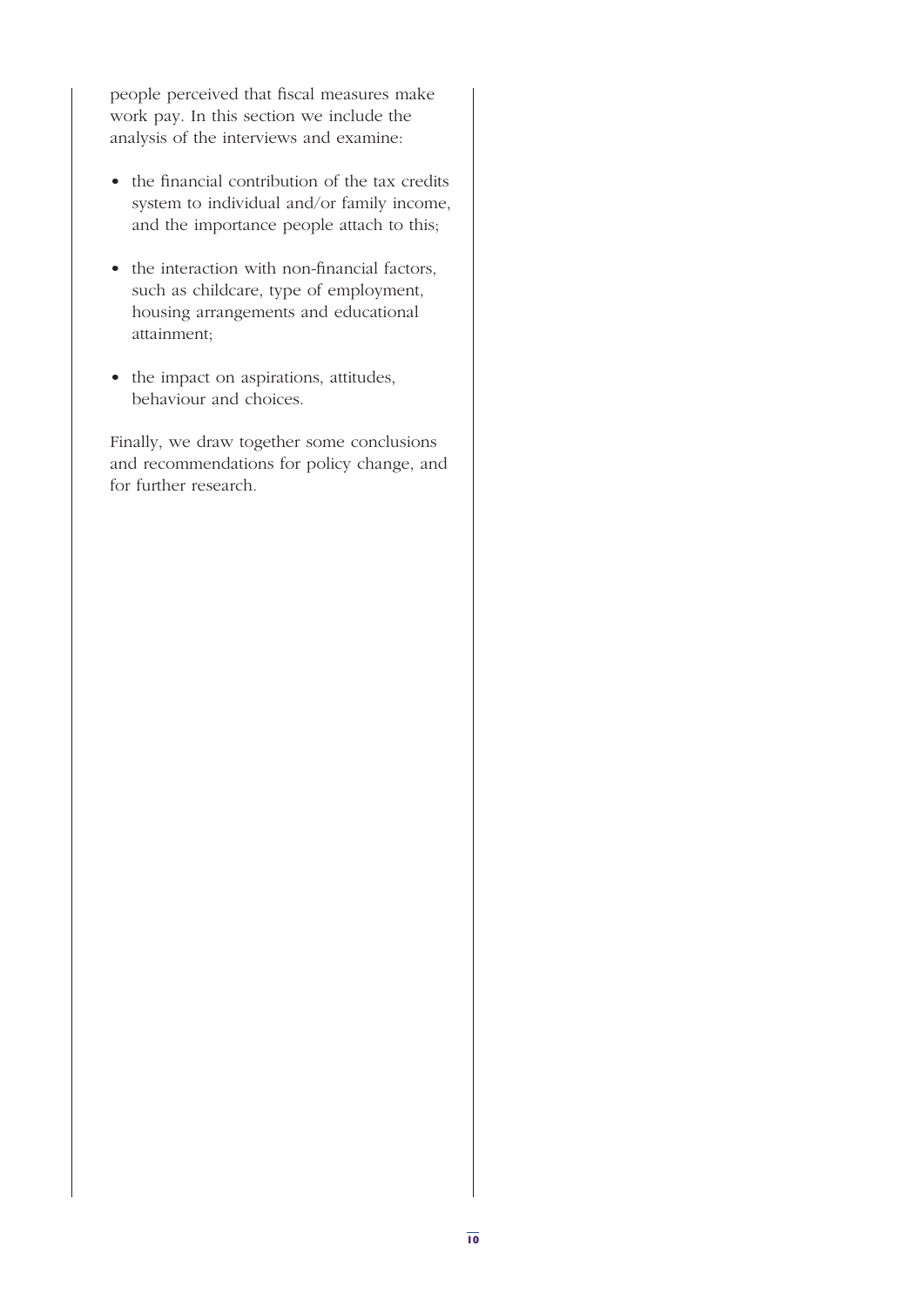people perceived that fiscal measures make work pay. In this section we include the analysis of the interviews and examine:

- the financial contribution of the tax credits system to individual and/or family income, and the importance people attach to this;
- the interaction with non-financial factors, such as childcare, type of employment, housing arrangements and educational attainment;
- the impact on aspirations, attitudes, behaviour and choices.

Finally, we draw together some conclusions and recommendations for policy change, and for further research.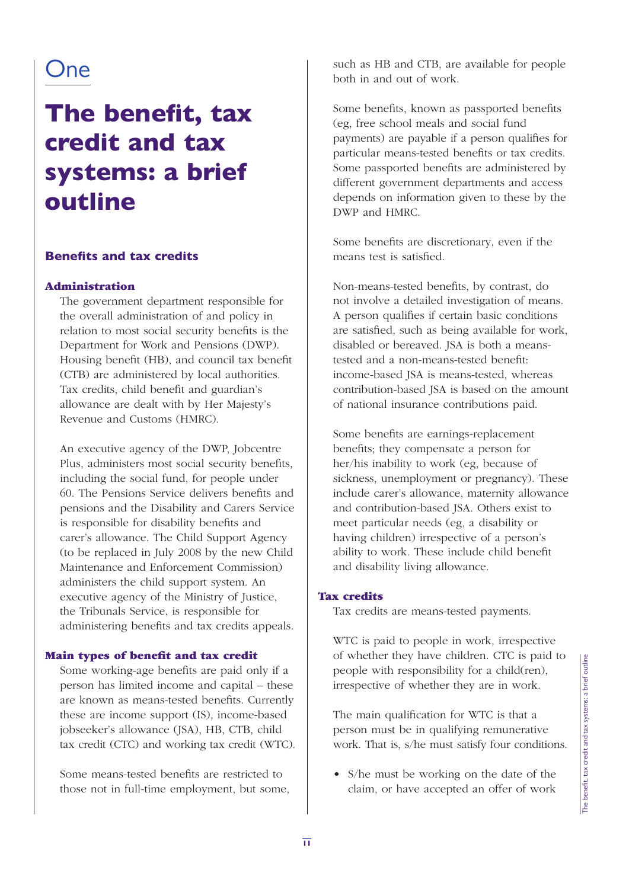# One

# The benefit, tax credit and tax systems: a brief outline

## Benefits and tax credits

### Administration

The government department responsible for the overall administration of and policy in relation to most social security benefits is the Department for Work and Pensions (DWP). Housing benefit (HB), and council tax benefit (CTB) are administered by local authorities. Tax credits, child benefit and guardian's allowance are dealt with by Her Majesty's Revenue and Customs (HMRC).

An executive agency of the DWP, Jobcentre Plus, administers most social security benefits, including the social fund, for people under 60. The Pensions Service delivers benefits and pensions and the Disability and Carers Service is responsible for disability benefits and carer's allowance. The Child Support Agency (to be replaced in July 2008 by the new Child Maintenance and Enforcement Commission) administers the child support system. An executive agency of the Ministry of Justice, the Tribunals Service, is responsible for administering benefits and tax credits appeals.

### Main types of benefit and tax credit

Some working-age benefits are paid only if a person has limited income and capital – these are known as means-tested benefits. Currently these are income support (IS), income-based jobseeker's allowance (JSA), HB, CTB, child tax credit (CTC) and working tax credit (WTC).

Some means-tested benefits are restricted to those not in full-time employment, but some, such as HB and CTB, are available for people both in and out of work.

Some benefits, known as passported benefits (eg, free school meals and social fund payments) are payable if a person qualifies for particular means-tested benefits or tax credits. Some passported benefits are administered by different government departments and access depends on information given to these by the DWP and HMRC.

Some benefits are discretionary, even if the means test is satisfied.

Non-means-tested benefits, by contrast, do not involve a detailed investigation of means. A person qualifies if certain basic conditions are satisfied, such as being available for work, disabled or bereaved. JSA is both a means-tested and a non-means-tested benefit: income-based JSA is means-tested, whereas contribution-based JSA is based on the amount of national insurance contributions paid.

Some benefits are earnings-replacement benefits; they compensate a person for her/his inability to work (eg, because of sickness, unemployment or pregnancy). These include carer's allowance, maternity allowance and contribution-based JSA. Others exist to meet particular needs (eg, a disability or having children) irrespective of a person's ability to work. These include child benefit and disability living allowance.

### Tax credits

Tax credits are means-tested payments.

WTC is paid to people in work, irrespective of whether they have children. CTC is paid to people with responsibility for a child(ren), irrespective of whether they are in work.

The main qualification for WTC is that a person must be in qualifying remunerative work. That is, s/he must satisfy four conditions.

- S/he must be working on the date of the claim, or have accepted an offer of work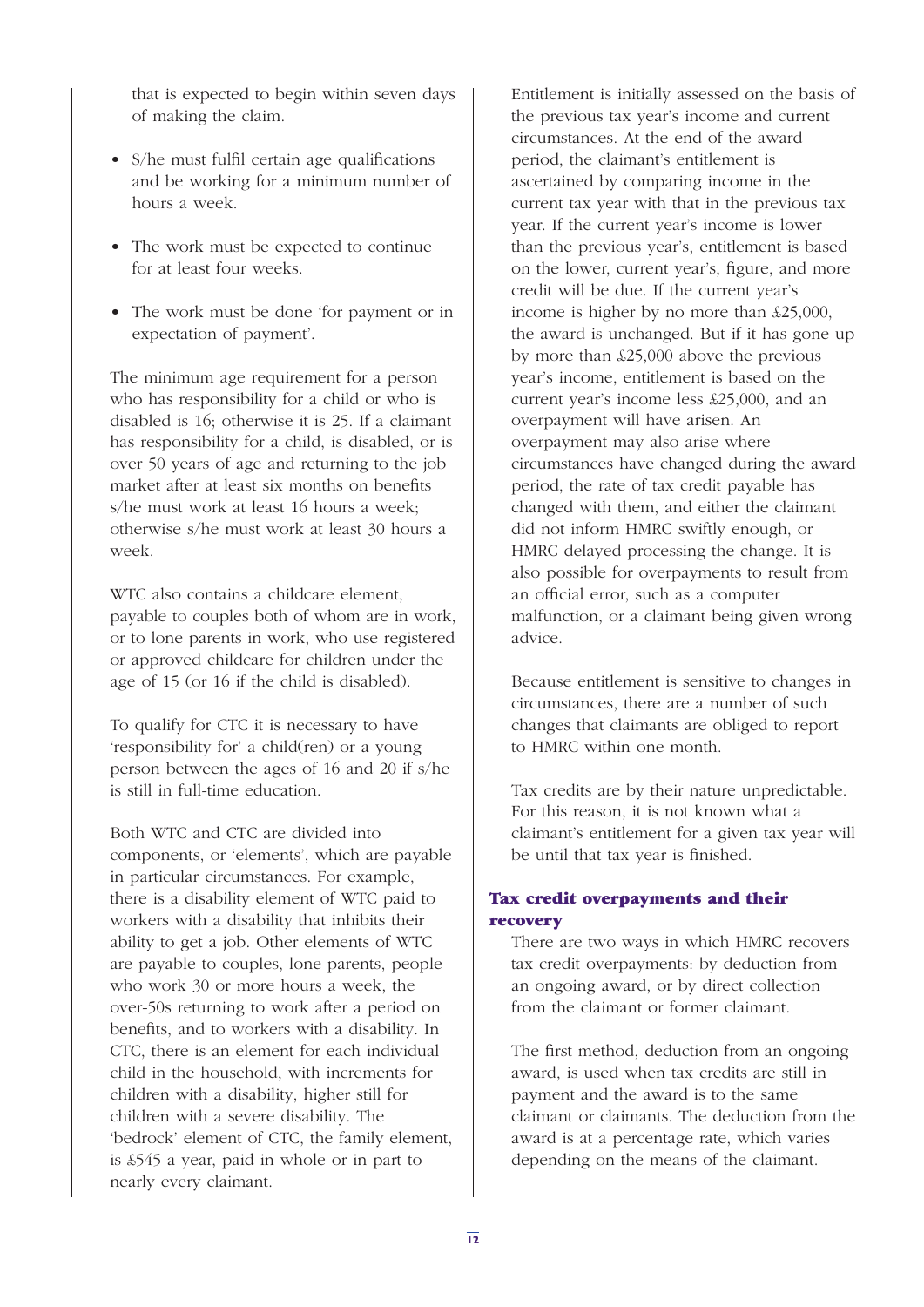that is expected to begin within seven days of making the claim.

- S/he must fulfil certain age qualifications and be working for a minimum number of hours a week.
- The work must be expected to continue for at least four weeks.
- The work must be done 'for payment or in expectation of payment'.

The minimum age requirement for a person who has responsibility for a child or who is disabled is 16; otherwise it is 25. If a claimant has responsibility for a child, is disabled, or is over 50 years of age and returning to the job market after at least six months on benefits s/he must work at least 16 hours a week; otherwise s/he must work at least 30 hours a week.

WTC also contains a childcare element, payable to couples both of whom are in work, or to lone parents in work, who use registered or approved childcare for children under the age of 15 (or 16 if the child is disabled).

To qualify for CTC it is necessary to have 'responsibility for' a child(ren) or a young person between the ages of 16 and 20 if s/he is still in full-time education.

Both WTC and CTC are divided into components, or 'elements', which are payable in particular circumstances. For example, there is a disability element of WTC paid to workers with a disability that inhibits their ability to get a job. Other elements of WTC are payable to couples, lone parents, people who work 30 or more hours a week, the over-50s returning to work after a period on benefits, and to workers with a disability. In CTC, there is an element for each individual child in the household, with increments for children with a disability, higher still for children with a severe disability. The 'bedrock' element of CTC, the family element, is £545 a year, paid in whole or in part to nearly every claimant.

Entitlement is initially assessed on the basis of the previous tax year's income and current circumstances. At the end of the award period, the claimant's entitlement is ascertained by comparing income in the current tax year with that in the previous tax year. If the current year's income is lower than the previous year's, entitlement is based on the lower, current year's, figure, and more credit will be due. If the current year's income is higher by no more than £25,000, the award is unchanged. But if it has gone up by more than £25,000 above the previous year's income, entitlement is based on the current year's income less £25,000, and an overpayment will have arisen. An overpayment may also arise where circumstances have changed during the award period, the rate of tax credit payable has changed with them, and either the claimant did not inform HMRC swiftly enough, or HMRC delayed processing the change. It is also possible for overpayments to result from an official error, such as a computer malfunction, or a claimant being given wrong advice.

Because entitlement is sensitive to changes in circumstances, there are a number of such changes that claimants are obliged to report to HMRC within one month.

Tax credits are by their nature unpredictable. For this reason, it is not known what a claimant's entitlement for a given tax year will be until that tax year is finished.

## Tax credit overpayments and their recovery

There are two ways in which HMRC recovers tax credit overpayments: by deduction from an ongoing award, or by direct collection from the claimant or former claimant.

The first method, deduction from an ongoing award, is used when tax credits are still in payment and the award is to the same claimant or claimants. The deduction from the award is at a percentage rate, which varies depending on the means of the claimant.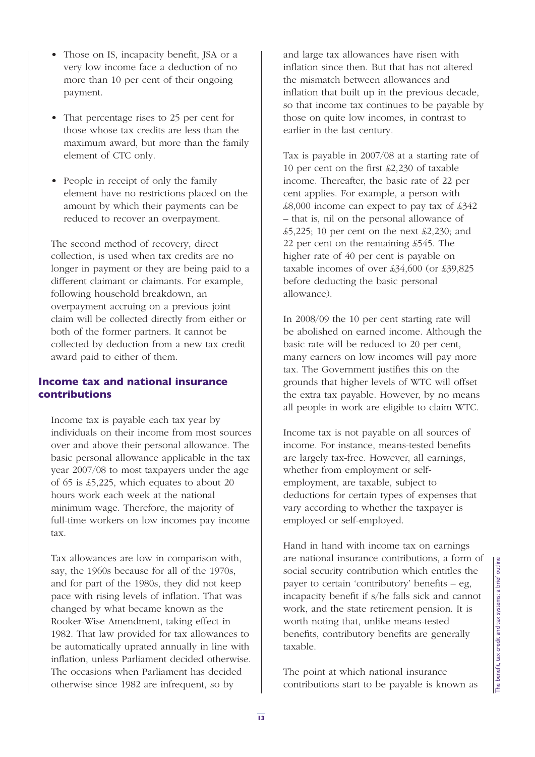- Those on IS, incapacity benefit, JSA or a very low income face a deduction of no more than 10 per cent of their ongoing payment.
- That percentage rises to 25 per cent for those whose tax credits are less than the maximum award, but more than the family element of CTC only.
- People in receipt of only the family element have no restrictions placed on the amount by which their payments can be reduced to recover an overpayment.

The second method of recovery, direct collection, is used when tax credits are no longer in payment or they are being paid to a different claimant or claimants. For example, following household breakdown, an overpayment accruing on a previous joint claim will be collected directly from either or both of the former partners. It cannot be collected by deduction from a new tax credit award paid to either of them.

## Income tax and national insurance contributions

Income tax is payable each tax year by individuals on their income from most sources over and above their personal allowance. The basic personal allowance applicable in the tax year 2007/08 to most taxpayers under the age of 65 is £5,225, which equates to about 20 hours work each week at the national minimum wage. Therefore, the majority of full-time workers on low incomes pay income tax.

Tax allowances are low in comparison with, say, the 1960s because for all of the 1970s, and for part of the 1980s, they did not keep pace with rising levels of inflation. That was changed by what became known as the Rooker-Wise Amendment, taking effect in 1982. That law provided for tax allowances to be automatically uprated annually in line with inflation, unless Parliament decided otherwise. The occasions when Parliament has decided otherwise since 1982 are infrequent, so by and large tax allowances have risen with inflation since then. But that has not altered the mismatch between allowances and inflation that built up in the previous decade, so that income tax continues to be payable by those on quite low incomes, in contrast to earlier in the last century.

Tax is payable in 2007/08 at a starting rate of 10 per cent on the first £2,230 of taxable income. Thereafter, the basic rate of 22 per cent applies. For example, a person with £8,000 income can expect to pay tax of £342 – that is, nil on the personal allowance of £5,225; 10 per cent on the next £2,230; and 22 per cent on the remaining £545. The higher rate of 40 per cent is payable on taxable incomes of over £34,600 (or £39,825 before deducting the basic personal allowance).

In 2008/09 the 10 per cent starting rate will be abolished on earned income. Although the basic rate will be reduced to 20 per cent, many earners on low incomes will pay more tax. The Government justifies this on the grounds that higher levels of WTC will offset the extra tax payable. However, by no means all people in work are eligible to claim WTC.

Income tax is not payable on all sources of income. For instance, means-tested benefits are largely tax-free. However, all earnings, whether from employment or self-employment, are taxable, subject to deductions for certain types of expenses that vary according to whether the taxpayer is employed or self-employed.

Hand in hand with income tax on earnings are national insurance contributions, a form of social security contribution which entitles the payer to certain 'contributory' benefits – eg, incapacity benefit if s/he falls sick and cannot work, and the state retirement pension. It is worth noting that, unlike means-tested benefits, contributory benefits are generally taxable.

The point at which national insurance contributions start to be payable is known as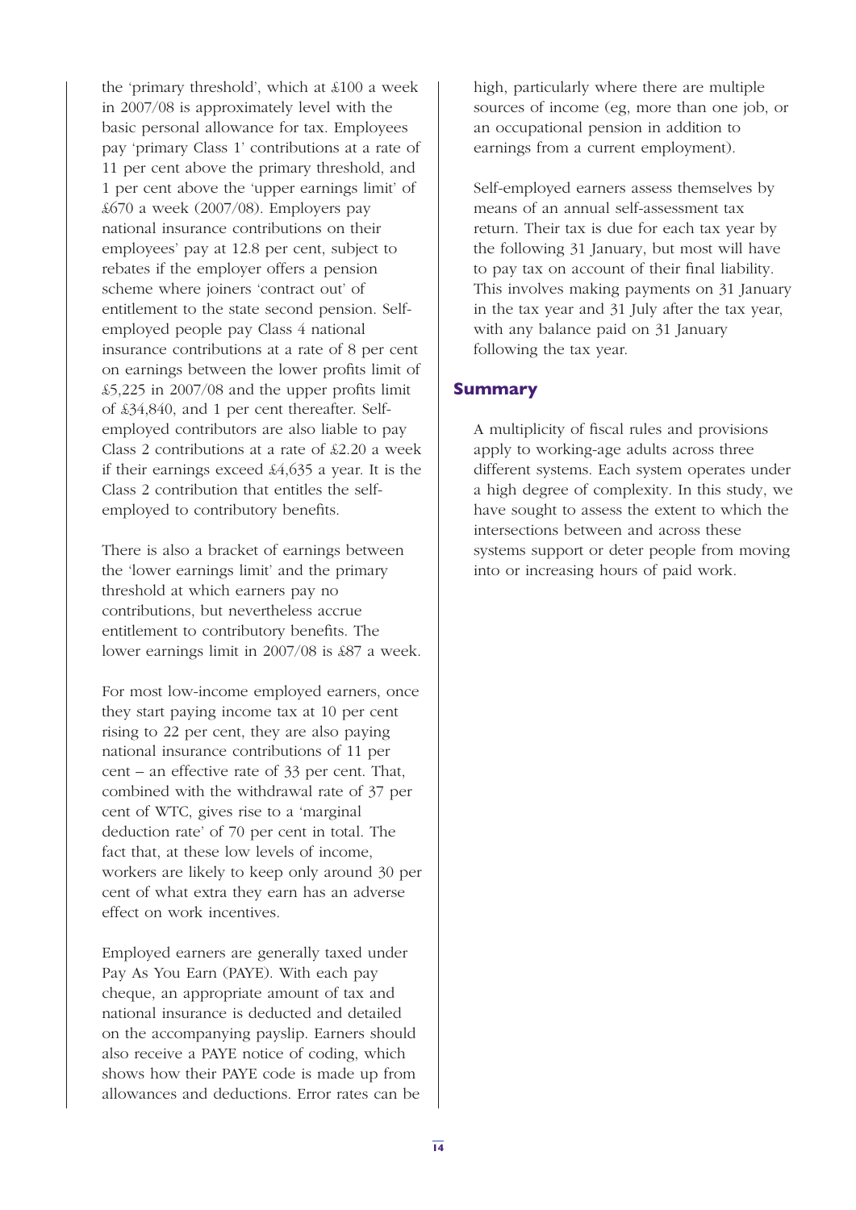the 'primary threshold', which at £100 a week in 2007/08 is approximately level with the basic personal allowance for tax. Employees pay 'primary Class 1' contributions at a rate of 11 per cent above the primary threshold, and 1 per cent above the 'upper earnings limit' of £670 a week (2007/08). Employers pay national insurance contributions on their employees' pay at 12.8 per cent, subject to rebates if the employer offers a pension scheme where joiners 'contract out' of entitlement to the state second pension. Self-employed people pay Class 4 national insurance contributions at a rate of 8 per cent on earnings between the lower profits limit of £5,225 in 2007/08 and the upper profits limit of £34,840, and 1 per cent thereafter. Self-employed contributors are also liable to pay Class 2 contributions at a rate of £2.20 a week if their earnings exceed £4,635 a year. It is the Class 2 contribution that entitles the self-employed to contributory benefits.

There is also a bracket of earnings between the 'lower earnings limit' and the primary threshold at which earners pay no contributions, but nevertheless accrue entitlement to contributory benefits. The lower earnings limit in 2007/08 is £87 a week.

For most low-income employed earners, once they start paying income tax at 10 per cent rising to 22 per cent, they are also paying national insurance contributions of 11 per cent – an effective rate of 33 per cent. That, combined with the withdrawal rate of 37 per cent of WTC, gives rise to a 'marginal deduction rate' of 70 per cent in total. The fact that, at these low levels of income, workers are likely to keep only around 30 per cent of what extra they earn has an adverse effect on work incentives.

Employed earners are generally taxed under Pay As You Earn (PAYE). With each pay cheque, an appropriate amount of tax and national insurance is deducted and detailed on the accompanying payslip. Earners should also receive a PAYE notice of coding, which shows how their PAYE code is made up from allowances and deductions. Error rates can be high, particularly where there are multiple sources of income (eg, more than one job, or an occupational pension in addition to earnings from a current employment).

Self-employed earners assess themselves by means of an annual self-assessment tax return. Their tax is due for each tax year by the following 31 January, but most will have to pay tax on account of their final liability. This involves making payments on 31 January in the tax year and 31 July after the tax year, with any balance paid on 31 January following the tax year.

## Summary

A multiplicity of fiscal rules and provisions apply to working-age adults across three different systems. Each system operates under a high degree of complexity. In this study, we have sought to assess the extent to which the intersections between and across these systems support or deter people from moving into or increasing hours of paid work.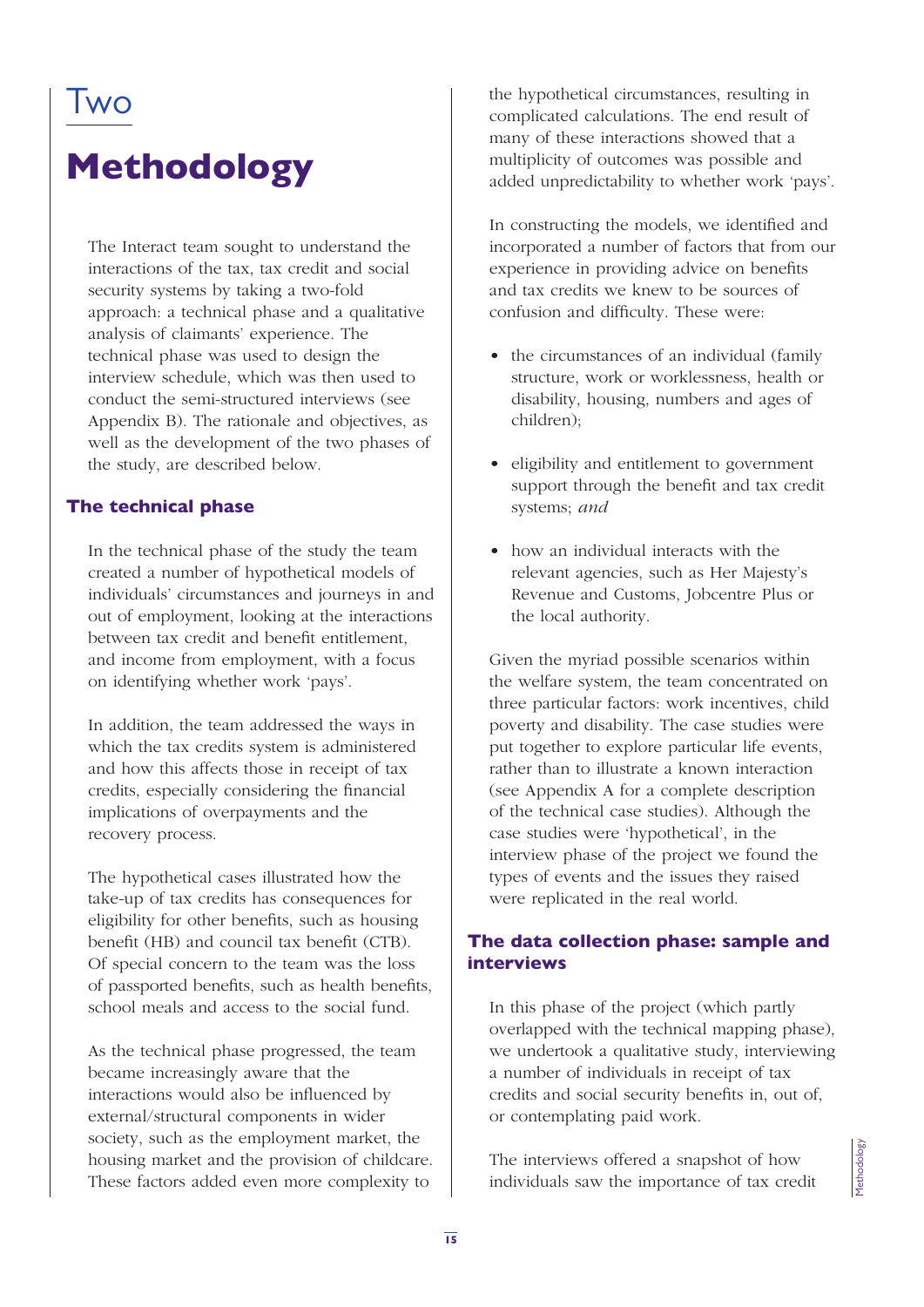# Two

# Methodology

The Interact team sought to understand the interactions of the tax, tax credit and social security systems by taking a two-fold approach: a technical phase and a qualitative analysis of claimants' experience. The technical phase was used to design the interview schedule, which was then used to conduct the semi-structured interviews (see Appendix B). The rationale and objectives, as well as the development of the two phases of the study, are described below.

## The technical phase

In the technical phase of the study the team created a number of hypothetical models of individuals' circumstances and journeys in and out of employment, looking at the interactions between tax credit and benefit entitlement, and income from employment, with a focus on identifying whether work 'pays'.

In addition, the team addressed the ways in which the tax credits system is administered and how this affects those in receipt of tax credits, especially considering the financial implications of overpayments and the recovery process.

The hypothetical cases illustrated how the take-up of tax credits has consequences for eligibility for other benefits, such as housing benefit (HB) and council tax benefit (CTB). Of special concern to the team was the loss of passported benefits, such as health benefits, school meals and access to the social fund.

As the technical phase progressed, the team became increasingly aware that the interactions would also be influenced by external/structural components in wider society, such as the employment market, the housing market and the provision of childcare. These factors added even more complexity to the hypothetical circumstances, resulting in complicated calculations. The end result of many of these interactions showed that a multiplicity of outcomes was possible and added unpredictability to whether work 'pays'.

In constructing the models, we identified and incorporated a number of factors that from our experience in providing advice on benefits and tax credits we knew to be sources of confusion and difficulty. These were:

- the circumstances of an individual (family structure, work or worklessness, health or disability, housing, numbers and ages of children);
- eligibility and entitlement to government support through the benefit and tax credit systems; *and*
- how an individual interacts with the relevant agencies, such as Her Majesty's Revenue and Customs, Jobcentre Plus or the local authority.

Given the myriad possible scenarios within the welfare system, the team concentrated on three particular factors: work incentives, child poverty and disability. The case studies were put together to explore particular life events, rather than to illustrate a known interaction (see Appendix A for a complete description of the technical case studies). Although the case studies were 'hypothetical', in the interview phase of the project we found the types of events and the issues they raised were replicated in the real world.

## The data collection phase: sample and interviews

In this phase of the project (which partly overlapped with the technical mapping phase), we undertook a qualitative study, interviewing a number of individuals in receipt of tax credits and social security benefits in, out of, or contemplating paid work.

The interviews offered a snapshot of how individuals saw the importance of tax credit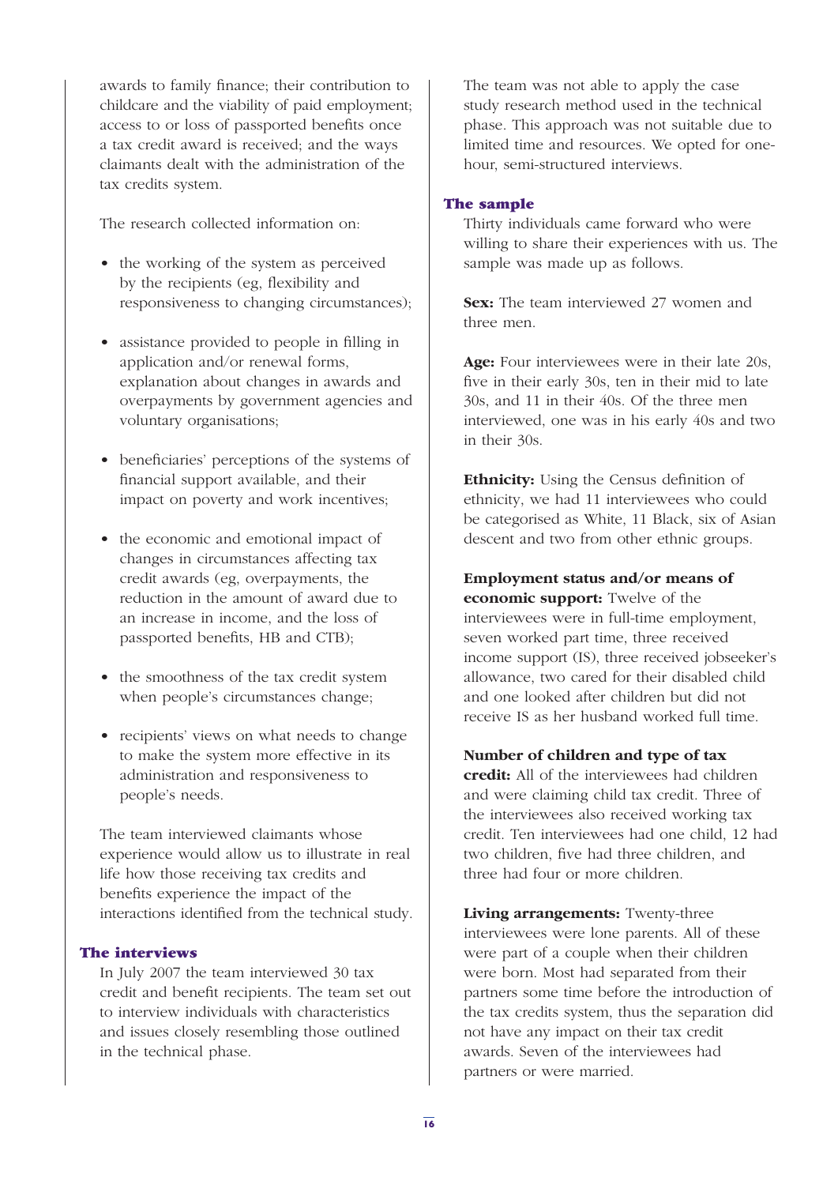awards to family finance; their contribution to childcare and the viability of paid employment; access to or loss of passported benefits once a tax credit award is received; and the ways claimants dealt with the administration of the tax credits system.

The research collected information on:

- the working of the system as perceived by the recipients (eg, flexibility and responsiveness to changing circumstances);
- assistance provided to people in filling in application and/or renewal forms, explanation about changes in awards and overpayments by government agencies and voluntary organisations;
- beneficiaries' perceptions of the systems of financial support available, and their impact on poverty and work incentives;
- the economic and emotional impact of changes in circumstances affecting tax credit awards (eg, overpayments, the reduction in the amount of award due to an increase in income, and the loss of passported benefits, HB and CTB);
- the smoothness of the tax credit system when people's circumstances change;
- recipients' views on what needs to change to make the system more effective in its administration and responsiveness to people's needs.

The team interviewed claimants whose experience would allow us to illustrate in real life how those receiving tax credits and benefits experience the impact of the interactions identified from the technical study.

### The interviews

In July 2007 the team interviewed 30 tax credit and benefit recipients. The team set out to interview individuals with characteristics and issues closely resembling those outlined in the technical phase.

The team was not able to apply the case study research method used in the technical phase. This approach was not suitable due to limited time and resources. We opted for one-hour, semi-structured interviews.

### The sample

Thirty individuals came forward who were willing to share their experiences with us. The sample was made up as follows.

**Sex:** The team interviewed 27 women and three men.

**Age:** Four interviewees were in their late 20s, five in their early 30s, ten in their mid to late 30s, and 11 in their 40s. Of the three men interviewed, one was in his early 40s and two in their 30s.

**Ethnicity:** Using the Census definition of ethnicity, we had 11 interviewees who could be categorised as White, 11 Black, six of Asian descent and two from other ethnic groups.

**Employment status and/or means of economic support:** Twelve of the interviewees were in full-time employment, seven worked part time, three received income support (IS), three received jobseeker's allowance, two cared for their disabled child and one looked after children but did not receive IS as her husband worked full time.

**Number of children and type of tax credit:** All of the interviewees had children and were claiming child tax credit. Three of the interviewees also received working tax credit. Ten interviewees had one child, 12 had two children, five had three children, and three had four or more children.

**Living arrangements:** Twenty-three interviewees were lone parents. All of these were part of a couple when their children were born. Most had separated from their partners some time before the introduction of the tax credits system, thus the separation did not have any impact on their tax credit awards. Seven of the interviewees had partners or were married.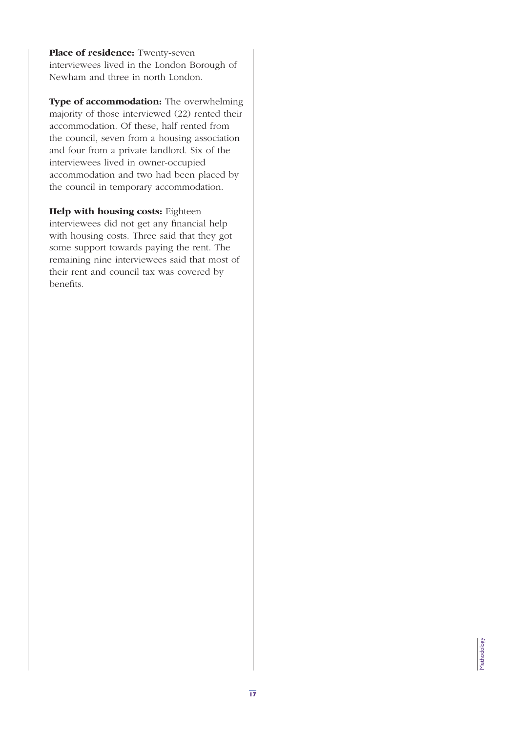**Place of residence:** Twenty-seven interviewees lived in the London Borough of Newham and three in north London.

**Type of accommodation:** The overwhelming majority of those interviewed (22) rented their accommodation. Of these, half rented from the council, seven from a housing association and four from a private landlord. Six of the interviewees lived in owner-occupied accommodation and two had been placed by the council in temporary accommodation.

**Help with housing costs:** Eighteen interviewees did not get any financial help with housing costs. Three said that they got some support towards paying the rent. The remaining nine interviewees said that most of their rent and council tax was covered by benefits.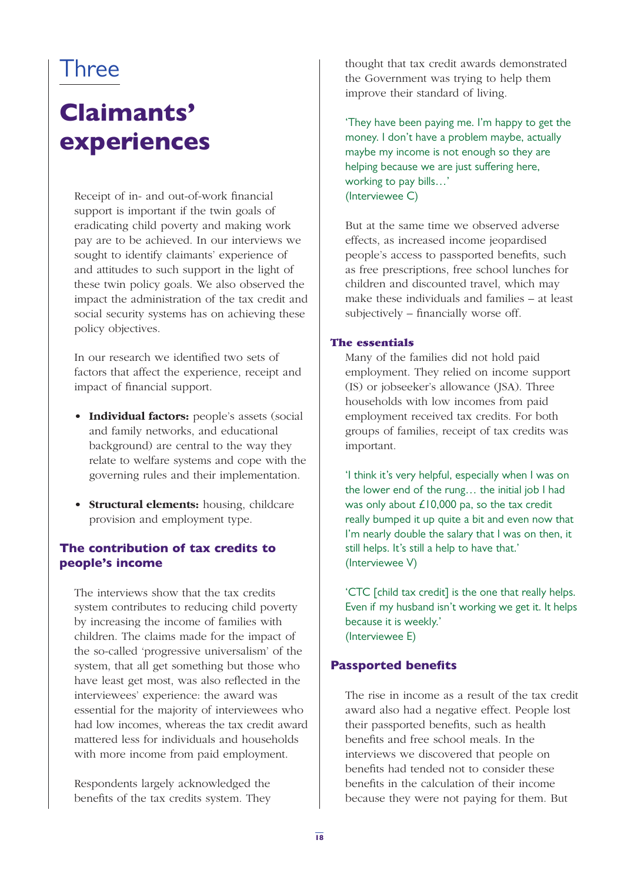# Three

# Claimants' experiences

Receipt of in- and out-of-work financial support is important if the twin goals of eradicating child poverty and making work pay are to be achieved. In our interviews we sought to identify claimants' experience of and attitudes to such support in the light of these twin policy goals. We also observed the impact the administration of the tax credit and social security systems has on achieving these policy objectives.

In our research we identified two sets of factors that affect the experience, receipt and impact of financial support.

- **Individual factors:** people's assets (social and family networks, and educational background) are central to the way they relate to welfare systems and cope with the governing rules and their implementation.
- **Structural elements:** housing, childcare provision and employment type.

## The contribution of tax credits to people's income

The interviews show that the tax credits system contributes to reducing child poverty by increasing the income of families with children. The claims made for the impact of the so-called 'progressive universalism' of the system, that all get something but those who have least get most, was also reflected in the interviewees' experience: the award was essential for the majority of interviewees who had low incomes, whereas the tax credit award mattered less for individuals and households with more income from paid employment.

Respondents largely acknowledged the benefits of the tax credits system. They thought that tax credit awards demonstrated the Government was trying to help them improve their standard of living.

'They have been paying me. I'm happy to get the money. I don't have a problem maybe, actually maybe my income is not enough so they are helping because we are just suffering here, working to pay bills…'
(Interviewee C)

But at the same time we observed adverse effects, as increased income jeopardised people's access to passported benefits, such as free prescriptions, free school lunches for children and discounted travel, which may make these individuals and families – at least subjectively – financially worse off.

### The essentials

Many of the families did not hold paid employment. They relied on income support (IS) or jobseeker's allowance (JSA). Three households with low incomes from paid employment received tax credits. For both groups of families, receipt of tax credits was important.

'I think it's very helpful, especially when I was on the lower end of the rung… the initial job I had was only about £10,000 pa, so the tax credit really bumped it up quite a bit and even now that I'm nearly double the salary that I was on then, it still helps. It's still a help to have that.'
(Interviewee V)

'CTC [child tax credit] is the one that really helps. Even if my husband isn't working we get it. It helps because it is weekly.'
(Interviewee E)

## Passported benefits

The rise in income as a result of the tax credit award also had a negative effect. People lost their passported benefits, such as health benefits and free school meals. In the interviews we discovered that people on benefits had tended not to consider these benefits in the calculation of their income because they were not paying for them. But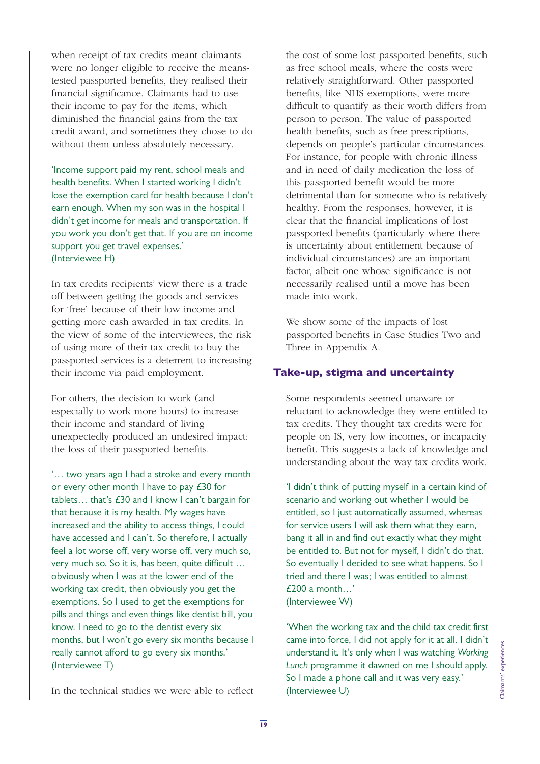when receipt of tax credits meant claimants were no longer eligible to receive the means-tested passported benefits, they realised their financial significance. Claimants had to use their income to pay for the items, which diminished the financial gains from the tax credit award, and sometimes they chose to do without them unless absolutely necessary.

'Income support paid my rent, school meals and health benefits. When I started working I didn't lose the exemption card for health because I don't earn enough. When my son was in the hospital I didn't get income for meals and transportation. If you work you don't get that. If you are on income support you get travel expenses.' (Interviewee H)

In tax credits recipients' view there is a trade off between getting the goods and services for 'free' because of their low income and getting more cash awarded in tax credits. In the view of some of the interviewees, the risk of using more of their tax credit to buy the passported services is a deterrent to increasing their income via paid employment.

For others, the decision to work (and especially to work more hours) to increase their income and standard of living unexpectedly produced an undesired impact: the loss of their passported benefits.

'… two years ago I had a stroke and every month or every other month I have to pay £30 for tablets… that's £30 and I know I can't bargain for that because it is my health. My wages have increased and the ability to access things, I could have accessed and I can't. So therefore, I actually feel a lot worse off, very worse off, very much so, very much so. So it is, has been, quite difficult … obviously when I was at the lower end of the working tax credit, then obviously you get the exemptions. So I used to get the exemptions for pills and things and even things like dentist bill, you know. I need to go to the dentist every six months, but I won't go every six months because I really cannot afford to go every six months.' (Interviewee T)

In the technical studies we were able to reflect the cost of some lost passported benefits, such as free school meals, where the costs were relatively straightforward. Other passported benefits, like NHS exemptions, were more difficult to quantify as their worth differs from person to person. The value of passported health benefits, such as free prescriptions, depends on people's particular circumstances. For instance, for people with chronic illness and in need of daily medication the loss of this passported benefit would be more detrimental than for someone who is relatively healthy. From the responses, however, it is clear that the financial implications of lost passported benefits (particularly where there is uncertainty about entitlement because of individual circumstances) are an important factor, albeit one whose significance is not necessarily realised until a move has been made into work.

We show some of the impacts of lost passported benefits in Case Studies Two and Three in Appendix A.

## Take-up, stigma and uncertainty

Some respondents seemed unaware or reluctant to acknowledge they were entitled to tax credits. They thought tax credits were for people on IS, very low incomes, or incapacity benefit. This suggests a lack of knowledge and understanding about the way tax credits work.

'I didn't think of putting myself in a certain kind of scenario and working out whether I would be entitled, so I just automatically assumed, whereas for service users I will ask them what they earn, bang it all in and find out exactly what they might be entitled to. But not for myself, I didn't do that. So eventually I decided to see what happens. So I tried and there I was; I was entitled to almost £200 a month…' (Interviewee W)

'When the working tax and the child tax credit first came into force, I did not apply for it at all. I didn't understand it. It's only when I was watching *Working Lunch* programme it dawned on me I should apply. So I made a phone call and it was very easy.' (Interviewee U)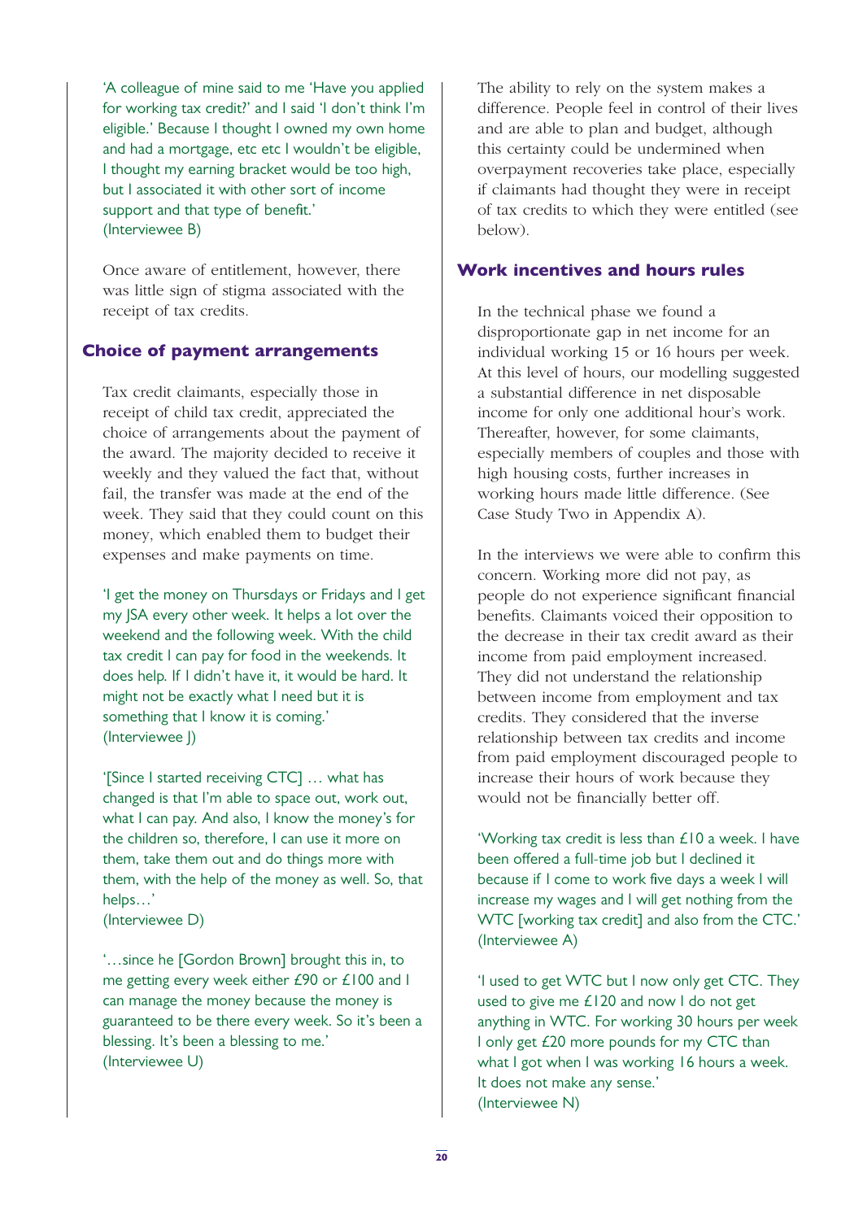'A colleague of mine said to me 'Have you applied for working tax credit?' and I said 'I don't think I'm eligible.' Because I thought I owned my own home and had a mortgage, etc etc I wouldn't be eligible, I thought my earning bracket would be too high, but I associated it with other sort of income support and that type of benefit.'
(Interviewee B)

Once aware of entitlement, however, there was little sign of stigma associated with the receipt of tax credits.

## Choice of payment arrangements

Tax credit claimants, especially those in receipt of child tax credit, appreciated the choice of arrangements about the payment of the award. The majority decided to receive it weekly and they valued the fact that, without fail, the transfer was made at the end of the week. They said that they could count on this money, which enabled them to budget their expenses and make payments on time.

'I get the money on Thursdays or Fridays and I get my JSA every other week. It helps a lot over the weekend and the following week. With the child tax credit I can pay for food in the weekends. It does help. If I didn't have it, it would be hard. It might not be exactly what I need but it is something that I know it is coming.'
(Interviewee J)

'[Since I started receiving CTC] … what has changed is that I'm able to space out, work out, what I can pay. And also, I know the money's for the children so, therefore, I can use it more on them, take them out and do things more with them, with the help of the money as well. So, that helps…'
(Interviewee D)

'…since he [Gordon Brown] brought this in, to me getting every week either £90 or £100 and I can manage the money because the money is guaranteed to be there every week. So it's been a blessing. It's been a blessing to me.'
(Interviewee U)

The ability to rely on the system makes a difference. People feel in control of their lives and are able to plan and budget, although this certainty could be undermined when overpayment recoveries take place, especially if claimants had thought they were in receipt of tax credits to which they were entitled (see below).

## Work incentives and hours rules

In the technical phase we found a disproportionate gap in net income for an individual working 15 or 16 hours per week. At this level of hours, our modelling suggested a substantial difference in net disposable income for only one additional hour's work. Thereafter, however, for some claimants, especially members of couples and those with high housing costs, further increases in working hours made little difference. (See Case Study Two in Appendix A).

In the interviews we were able to confirm this concern. Working more did not pay, as people do not experience significant financial benefits. Claimants voiced their opposition to the decrease in their tax credit award as their income from paid employment increased. They did not understand the relationship between income from employment and tax credits. They considered that the inverse relationship between tax credits and income from paid employment discouraged people to increase their hours of work because they would not be financially better off.

'Working tax credit is less than £10 a week. I have been offered a full-time job but I declined it because if I come to work five days a week I will increase my wages and I will get nothing from the WTC [working tax credit] and also from the CTC.'
(Interviewee A)

'I used to get WTC but I now only get CTC. They used to give me £120 and now I do not get anything in WTC. For working 30 hours per week I only get £20 more pounds for my CTC than what I got when I was working 16 hours a week. It does not make any sense.'
(Interviewee N)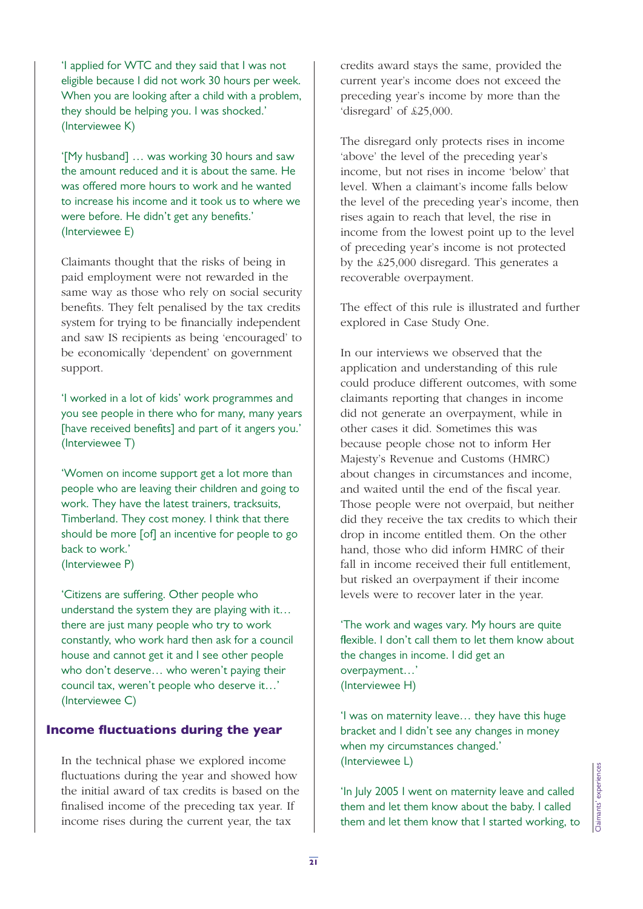'I applied for WTC and they said that I was not eligible because I did not work 30 hours per week. When you are looking after a child with a problem, they should be helping you. I was shocked.' (Interviewee K)

'[My husband] … was working 30 hours and saw the amount reduced and it is about the same. He was offered more hours to work and he wanted to increase his income and it took us to where we were before. He didn't get any benefits.' (Interviewee E)

Claimants thought that the risks of being in paid employment were not rewarded in the same way as those who rely on social security benefits. They felt penalised by the tax credits system for trying to be financially independent and saw IS recipients as being 'encouraged' to be economically 'dependent' on government support.

'I worked in a lot of kids' work programmes and you see people in there who for many, many years [have received benefits] and part of it angers you.' (Interviewee T)

'Women on income support get a lot more than people who are leaving their children and going to work. They have the latest trainers, tracksuits, Timberland. They cost money. I think that there should be more [of] an incentive for people to go back to work.'
(Interviewee P)

'Citizens are suffering. Other people who understand the system they are playing with it… there are just many people who try to work constantly, who work hard then ask for a council house and cannot get it and I see other people who don't deserve… who weren't paying their council tax, weren't people who deserve it…' (Interviewee C)

## Income fluctuations during the year

In the technical phase we explored income fluctuations during the year and showed how the initial award of tax credits is based on the finalised income of the preceding tax year. If income rises during the current year, the tax credits award stays the same, provided the current year's income does not exceed the preceding year's income by more than the 'disregard' of £25,000.

The disregard only protects rises in income 'above' the level of the preceding year's income, but not rises in income 'below' that level. When a claimant's income falls below the level of the preceding year's income, then rises again to reach that level, the rise in income from the lowest point up to the level of preceding year's income is not protected by the £25,000 disregard. This generates a recoverable overpayment.

The effect of this rule is illustrated and further explored in Case Study One.

In our interviews we observed that the application and understanding of this rule could produce different outcomes, with some claimants reporting that changes in income did not generate an overpayment, while in other cases it did. Sometimes this was because people chose not to inform Her Majesty's Revenue and Customs (HMRC) about changes in circumstances and income, and waited until the end of the fiscal year. Those people were not overpaid, but neither did they receive the tax credits to which their drop in income entitled them. On the other hand, those who did inform HMRC of their fall in income received their full entitlement, but risked an overpayment if their income levels were to recover later in the year.

'The work and wages vary. My hours are quite flexible. I don't call them to let them know about the changes in income. I did get an overpayment…'
(Interviewee H)

'I was on maternity leave… they have this huge bracket and I didn't see any changes in money when my circumstances changed.'
(Interviewee L)

'In July 2005 I went on maternity leave and called them and let them know about the baby. I called them and let them know that I started working, to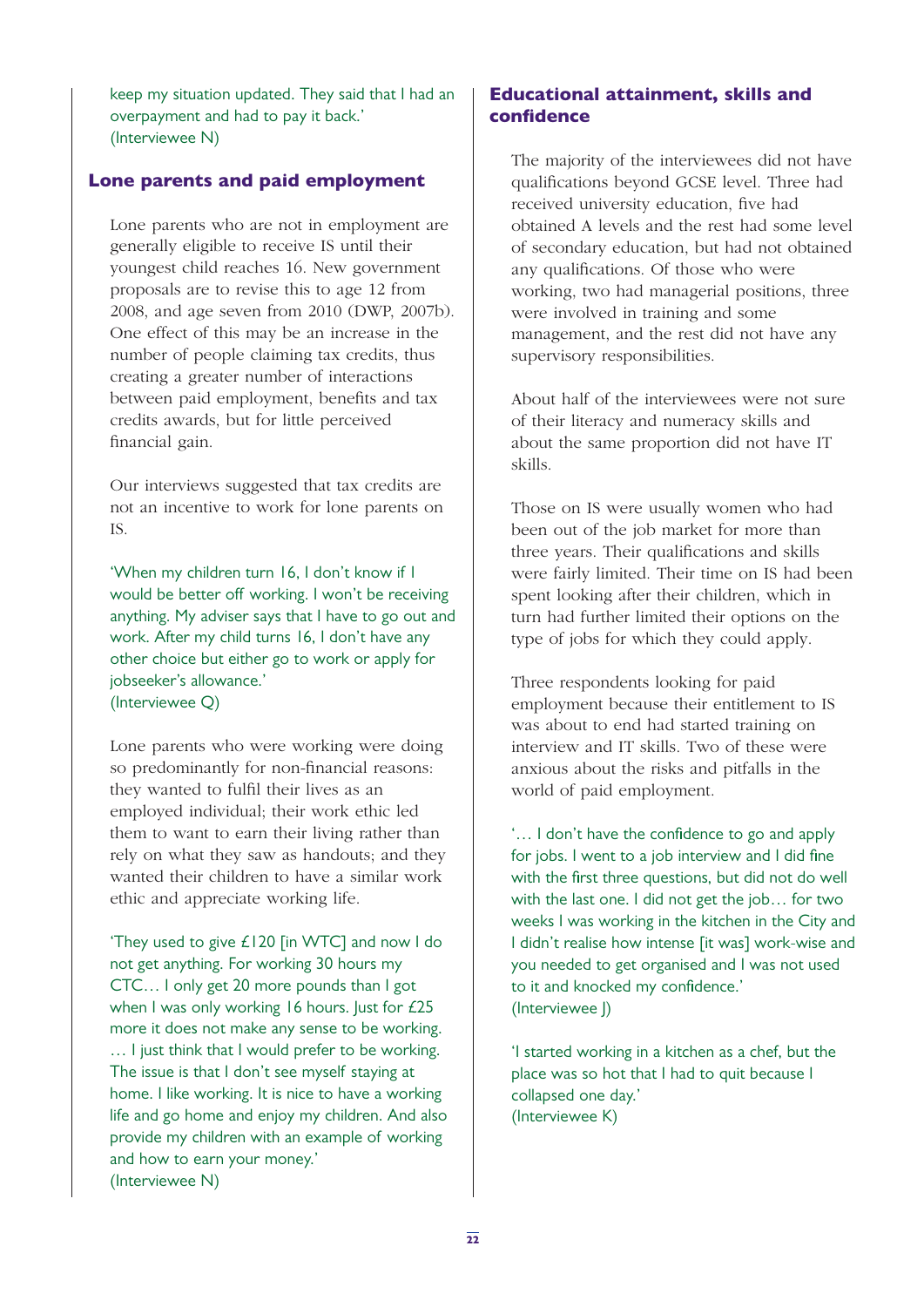keep my situation updated. They said that I had an overpayment and had to pay it back.'
(Interviewee N)

## Lone parents and paid employment

Lone parents who are not in employment are generally eligible to receive IS until their youngest child reaches 16. New government proposals are to revise this to age 12 from 2008, and age seven from 2010 (DWP, 2007b). One effect of this may be an increase in the number of people claiming tax credits, thus creating a greater number of interactions between paid employment, benefits and tax credits awards, but for little perceived financial gain.

Our interviews suggested that tax credits are not an incentive to work for lone parents on IS.

'When my children turn 16, I don't know if I would be better off working. I won't be receiving anything. My adviser says that I have to go out and work. After my child turns 16, I don't have any other choice but either go to work or apply for jobseeker's allowance.'
(Interviewee Q)

Lone parents who were working were doing so predominantly for non-financial reasons: they wanted to fulfil their lives as an employed individual; their work ethic led them to want to earn their living rather than rely on what they saw as handouts; and they wanted their children to have a similar work ethic and appreciate working life.

'They used to give £120 [in WTC] and now I do not get anything. For working 30 hours my CTC… I only get 20 more pounds than I got when I was only working 16 hours. Just for £25 more it does not make any sense to be working. … I just think that I would prefer to be working. The issue is that I don't see myself staying at home. I like working. It is nice to have a working life and go home and enjoy my children. And also provide my children with an example of working and how to earn your money.'
(Interviewee N)

## Educational attainment, skills and confidence

The majority of the interviewees did not have qualifications beyond GCSE level. Three had received university education, five had obtained A levels and the rest had some level of secondary education, but had not obtained any qualifications. Of those who were working, two had managerial positions, three were involved in training and some management, and the rest did not have any supervisory responsibilities.

About half of the interviewees were not sure of their literacy and numeracy skills and about the same proportion did not have IT skills.

Those on IS were usually women who had been out of the job market for more than three years. Their qualifications and skills were fairly limited. Their time on IS had been spent looking after their children, which in turn had further limited their options on the type of jobs for which they could apply.

Three respondents looking for paid employment because their entitlement to IS was about to end had started training on interview and IT skills. Two of these were anxious about the risks and pitfalls in the world of paid employment.

'… I don't have the confidence to go and apply for jobs. I went to a job interview and I did fine with the first three questions, but did not do well with the last one. I did not get the job… for two weeks I was working in the kitchen in the City and I didn't realise how intense [it was] work-wise and you needed to get organised and I was not used to it and knocked my confidence.'
(Interviewee J)

'I started working in a kitchen as a chef, but the place was so hot that I had to quit because I collapsed one day.'
(Interviewee K)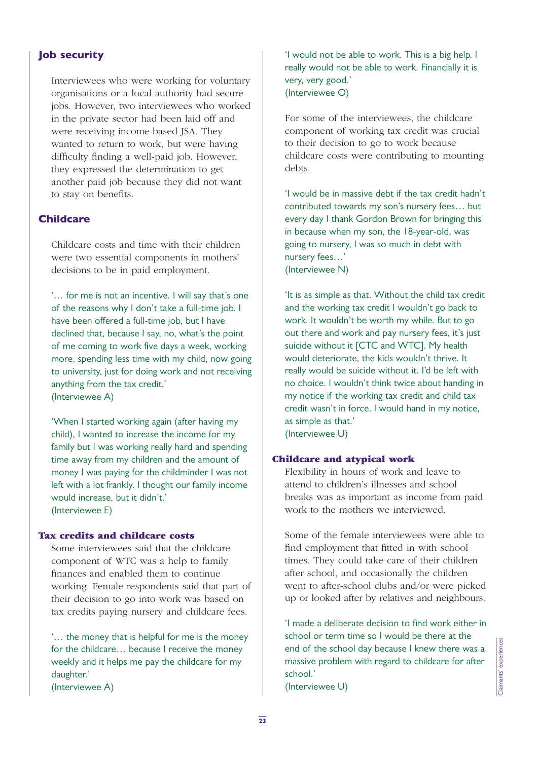## Job security

Interviewees who were working for voluntary organisations or a local authority had secure jobs. However, two interviewees who worked in the private sector had been laid off and were receiving income-based JSA. They wanted to return to work, but were having difficulty finding a well-paid job. However, they expressed the determination to get another paid job because they did not want to stay on benefits.

## Childcare

Childcare costs and time with their children were two essential components in mothers' decisions to be in paid employment.

'… for me is not an incentive. I will say that's one of the reasons why I don't take a full-time job. I have been offered a full-time job, but I have declined that, because I say, no, what's the point of me coming to work five days a week, working more, spending less time with my child, now going to university, just for doing work and not receiving anything from the tax credit.'
(Interviewee A)

'When I started working again (after having my child), I wanted to increase the income for my family but I was working really hard and spending time away from my children and the amount of money I was paying for the childminder I was not left with a lot frankly. I thought our family income would increase, but it didn't.'
(Interviewee E)

### Tax credits and childcare costs

Some interviewees said that the childcare component of WTC was a help to family finances and enabled them to continue working. Female respondents said that part of their decision to go into work was based on tax credits paying nursery and childcare fees.

'… the money that is helpful for me is the money for the childcare… because I receive the money weekly and it helps me pay the childcare for my daughter.'
(Interviewee A)

'I would not be able to work. This is a big help. I really would not be able to work. Financially it is very, very good.'
(Interviewee O)

For some of the interviewees, the childcare component of working tax credit was crucial to their decision to go to work because childcare costs were contributing to mounting debts.

'I would be in massive debt if the tax credit hadn't contributed towards my son's nursery fees… but every day I thank Gordon Brown for bringing this in because when my son, the 18-year-old, was going to nursery, I was so much in debt with nursery fees…'
(Interviewee N)

'It is as simple as that. Without the child tax credit and the working tax credit I wouldn't go back to work. It wouldn't be worth my while. But to go out there and work and pay nursery fees, it's just suicide without it [CTC and WTC]. My health would deteriorate, the kids wouldn't thrive. It really would be suicide without it. I'd be left with no choice. I wouldn't think twice about handing in my notice if the working tax credit and child tax credit wasn't in force. I would hand in my notice, as simple as that.'
(Interviewee U)

### Childcare and atypical work

Flexibility in hours of work and leave to attend to children's illnesses and school breaks was as important as income from paid work to the mothers we interviewed.

Some of the female interviewees were able to find employment that fitted in with school times. They could take care of their children after school, and occasionally the children went to after-school clubs and/or were picked up or looked after by relatives and neighbours.

'I made a deliberate decision to find work either in school or term time so I would be there at the end of the school day because I knew there was a massive problem with regard to childcare for after school.'
(Interviewee U)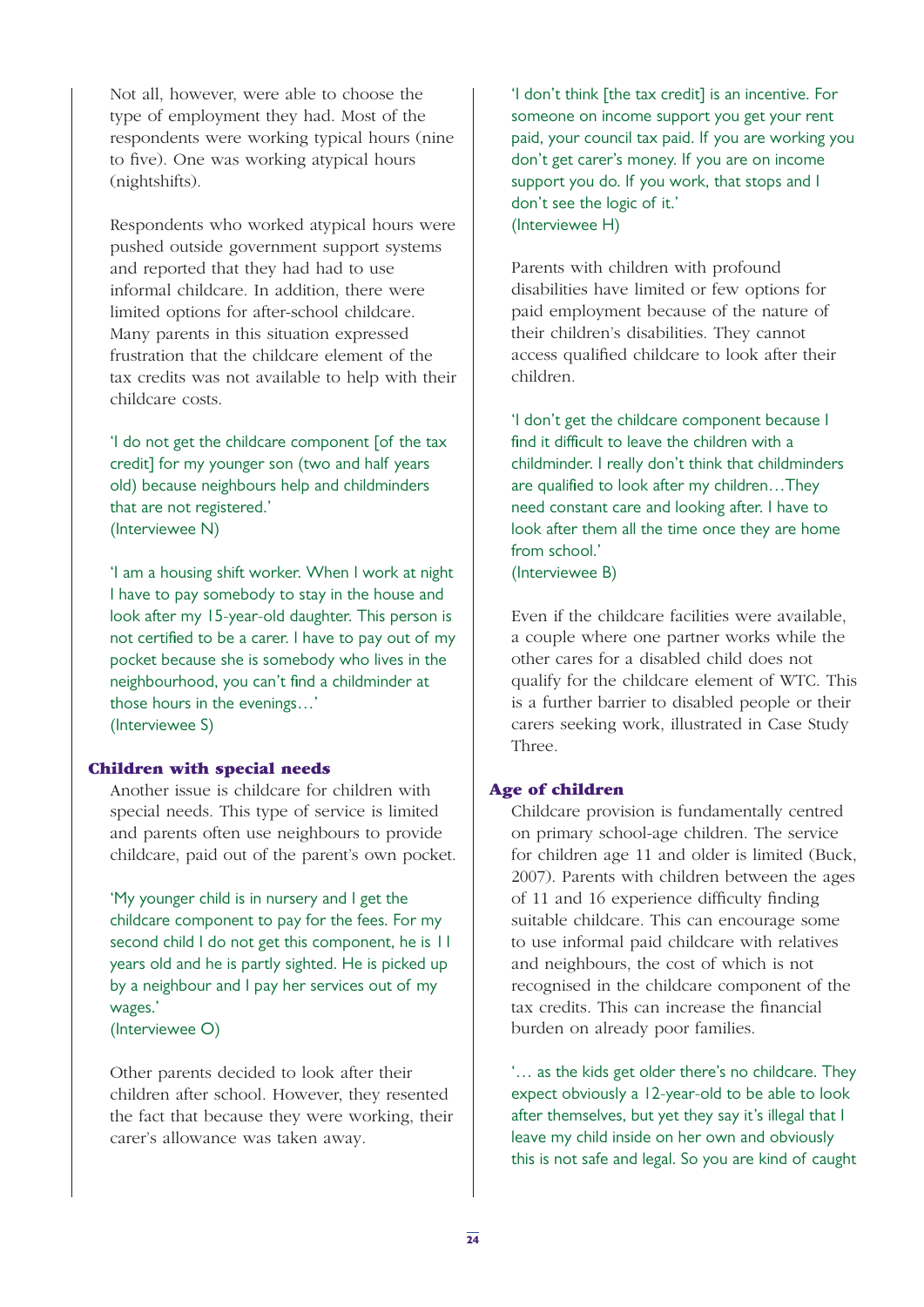Not all, however, were able to choose the type of employment they had. Most of the respondents were working typical hours (nine to five). One was working atypical hours (nightshifts).

Respondents who worked atypical hours were pushed outside government support systems and reported that they had had to use informal childcare. In addition, there were limited options for after-school childcare. Many parents in this situation expressed frustration that the childcare element of the tax credits was not available to help with their childcare costs.

'I do not get the childcare component [of the tax credit] for my younger son (two and half years old) because neighbours help and childminders that are not registered.'
(Interviewee N)

'I am a housing shift worker. When I work at night I have to pay somebody to stay in the house and look after my 15-year-old daughter. This person is not certified to be a carer. I have to pay out of my pocket because she is somebody who lives in the neighbourhood, you can't find a childminder at those hours in the evenings…'
(Interviewee S)

### Children with special needs

Another issue is childcare for children with special needs. This type of service is limited and parents often use neighbours to provide childcare, paid out of the parent's own pocket.

'My younger child is in nursery and I get the childcare component to pay for the fees. For my second child I do not get this component, he is 11 years old and he is partly sighted. He is picked up by a neighbour and I pay her services out of my wages.'
(Interviewee O)

Other parents decided to look after their children after school. However, they resented the fact that because they were working, their carer's allowance was taken away.

'I don't think [the tax credit] is an incentive. For someone on income support you get your rent paid, your council tax paid. If you are working you don't get carer's money. If you are on income support you do. If you work, that stops and I don't see the logic of it.'
(Interviewee H)

Parents with children with profound disabilities have limited or few options for paid employment because of the nature of their children's disabilities. They cannot access qualified childcare to look after their children.

'I don't get the childcare component because I find it difficult to leave the children with a childminder. I really don't think that childminders are qualified to look after my children…They need constant care and looking after. I have to look after them all the time once they are home from school.'
(Interviewee B)

Even if the childcare facilities were available, a couple where one partner works while the other cares for a disabled child does not qualify for the childcare element of WTC. This is a further barrier to disabled people or their carers seeking work, illustrated in Case Study Three.

### Age of children

Childcare provision is fundamentally centred on primary school-age children. The service for children age 11 and older is limited (Buck, 2007). Parents with children between the ages of 11 and 16 experience difficulty finding suitable childcare. This can encourage some to use informal paid childcare with relatives and neighbours, the cost of which is not recognised in the childcare component of the tax credits. This can increase the financial burden on already poor families.

'… as the kids get older there's no childcare. They expect obviously a 12-year-old to be able to look after themselves, but yet they say it's illegal that I leave my child inside on her own and obviously this is not safe and legal. So you are kind of caught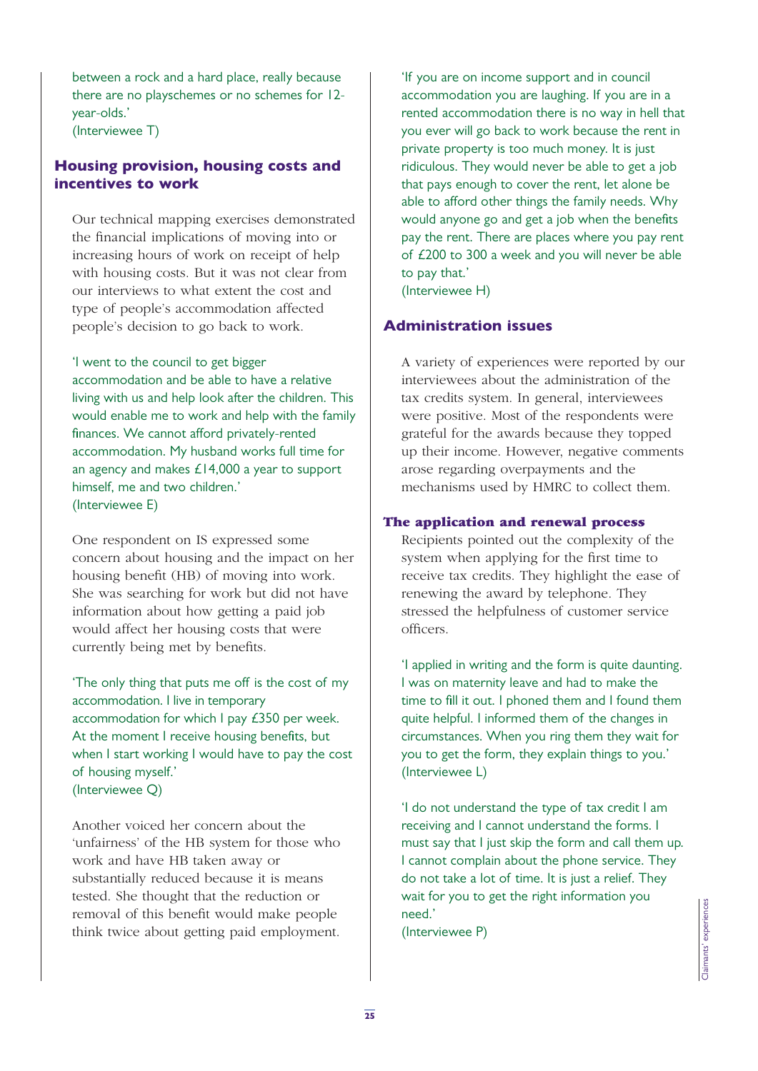between a rock and a hard place, really because there are no playschemes or no schemes for 12-year-olds.'
(Interviewee T)

## Housing provision, housing costs and incentives to work

Our technical mapping exercises demonstrated the financial implications of moving into or increasing hours of work on receipt of help with housing costs. But it was not clear from our interviews to what extent the cost and type of people's accommodation affected people's decision to go back to work.

'I went to the council to get bigger accommodation and be able to have a relative living with us and help look after the children. This would enable me to work and help with the family finances. We cannot afford privately-rented accommodation. My husband works full time for an agency and makes £14,000 a year to support himself, me and two children.'
(Interviewee E)

One respondent on IS expressed some concern about housing and the impact on her housing benefit (HB) of moving into work. She was searching for work but did not have information about how getting a paid job would affect her housing costs that were currently being met by benefits.

'The only thing that puts me off is the cost of my accommodation. I live in temporary accommodation for which I pay £350 per week. At the moment I receive housing benefits, but when I start working I would have to pay the cost of housing myself.'
(Interviewee Q)

Another voiced her concern about the 'unfairness' of the HB system for those who work and have HB taken away or substantially reduced because it is means tested. She thought that the reduction or removal of this benefit would make people think twice about getting paid employment.

'If you are on income support and in council accommodation you are laughing. If you are in a rented accommodation there is no way in hell that you ever will go back to work because the rent in private property is too much money. It is just ridiculous. They would never be able to get a job that pays enough to cover the rent, let alone be able to afford other things the family needs. Why would anyone go and get a job when the benefits pay the rent. There are places where you pay rent of £200 to 300 a week and you will never be able to pay that.'
(Interviewee H)

## Administration issues

A variety of experiences were reported by our interviewees about the administration of the tax credits system. In general, interviewees were positive. Most of the respondents were grateful for the awards because they topped up their income. However, negative comments arose regarding overpayments and the mechanisms used by HMRC to collect them.

### The application and renewal process

Recipients pointed out the complexity of the system when applying for the first time to receive tax credits. They highlight the ease of renewing the award by telephone. They stressed the helpfulness of customer service officers.

'I applied in writing and the form is quite daunting. I was on maternity leave and had to make the time to fill it out. I phoned them and I found them quite helpful. I informed them of the changes in circumstances. When you ring them they wait for you to get the form, they explain things to you.'
(Interviewee L)

'I do not understand the type of tax credit I am receiving and I cannot understand the forms. I must say that I just skip the form and call them up. I cannot complain about the phone service. They do not take a lot of time. It is just a relief. They wait for you to get the right information you need.'
(Interviewee P)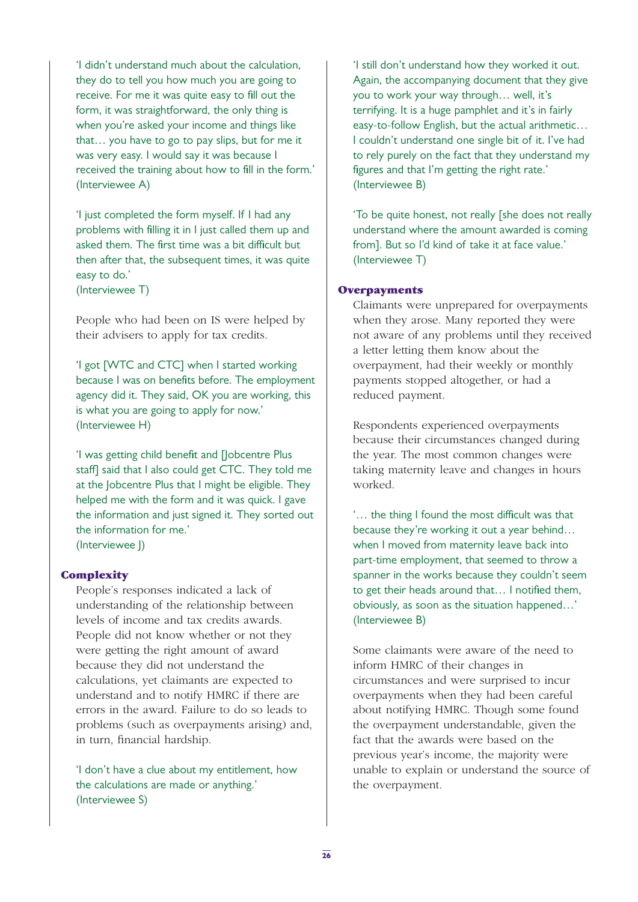'I didn't understand much about the calculation, they do to tell you how much you are going to receive. For me it was quite easy to fill out the form, it was straightforward, the only thing is when you're asked your income and things like that… you have to go to pay slips, but for me it was very easy. I would say it was because I received the training about how to fill in the form.' (Interviewee A)

'I just completed the form myself. If I had any problems with filling it in I just called them up and asked them. The first time was a bit difficult but then after that, the subsequent times, it was quite easy to do.'
(Interviewee T)

People who had been on IS were helped by their advisers to apply for tax credits.

'I got [WTC and CTC] when I started working because I was on benefits before. The employment agency did it. They said, OK you are working, this is what you are going to apply for now.'
(Interviewee H)

'I was getting child benefit and [Jobcentre Plus staff] said that I also could get CTC. They told me at the Jobcentre Plus that I might be eligible. They helped me with the form and it was quick. I gave the information and just signed it. They sorted out the information for me.'
(Interviewee J)

## Complexity

People's responses indicated a lack of understanding of the relationship between levels of income and tax credits awards. People did not know whether or not they were getting the right amount of award because they did not understand the calculations, yet claimants are expected to understand and to notify HMRC if there are errors in the award. Failure to do so leads to problems (such as overpayments arising) and, in turn, financial hardship.

'I don't have a clue about my entitlement, how the calculations are made or anything.'
(Interviewee S)

'I still don't understand how they worked it out. Again, the accompanying document that they give you to work your way through… well, it's terrifying. It is a huge pamphlet and it's in fairly easy-to-follow English, but the actual arithmetic… I couldn't understand one single bit of it. I've had to rely purely on the fact that they understand my figures and that I'm getting the right rate.'
(Interviewee B)

'To be quite honest, not really [she does not really understand where the amount awarded is coming from]. But so I'd kind of take it at face value.'
(Interviewee T)

## Overpayments

Claimants were unprepared for overpayments when they arose. Many reported they were not aware of any problems until they received a letter letting them know about the overpayment, had their weekly or monthly payments stopped altogether, or had a reduced payment.

Respondents experienced overpayments because their circumstances changed during the year. The most common changes were taking maternity leave and changes in hours worked.

'… the thing I found the most difficult was that because they're working it out a year behind… when I moved from maternity leave back into part-time employment, that seemed to throw a spanner in the works because they couldn't seem to get their heads around that… I notified them, obviously, as soon as the situation happened…'
(Interviewee B)

Some claimants were aware of the need to inform HMRC of their changes in circumstances and were surprised to incur overpayments when they had been careful about notifying HMRC. Though some found the overpayment understandable, given the fact that the awards were based on the previous year's income, the majority were unable to explain or understand the source of the overpayment.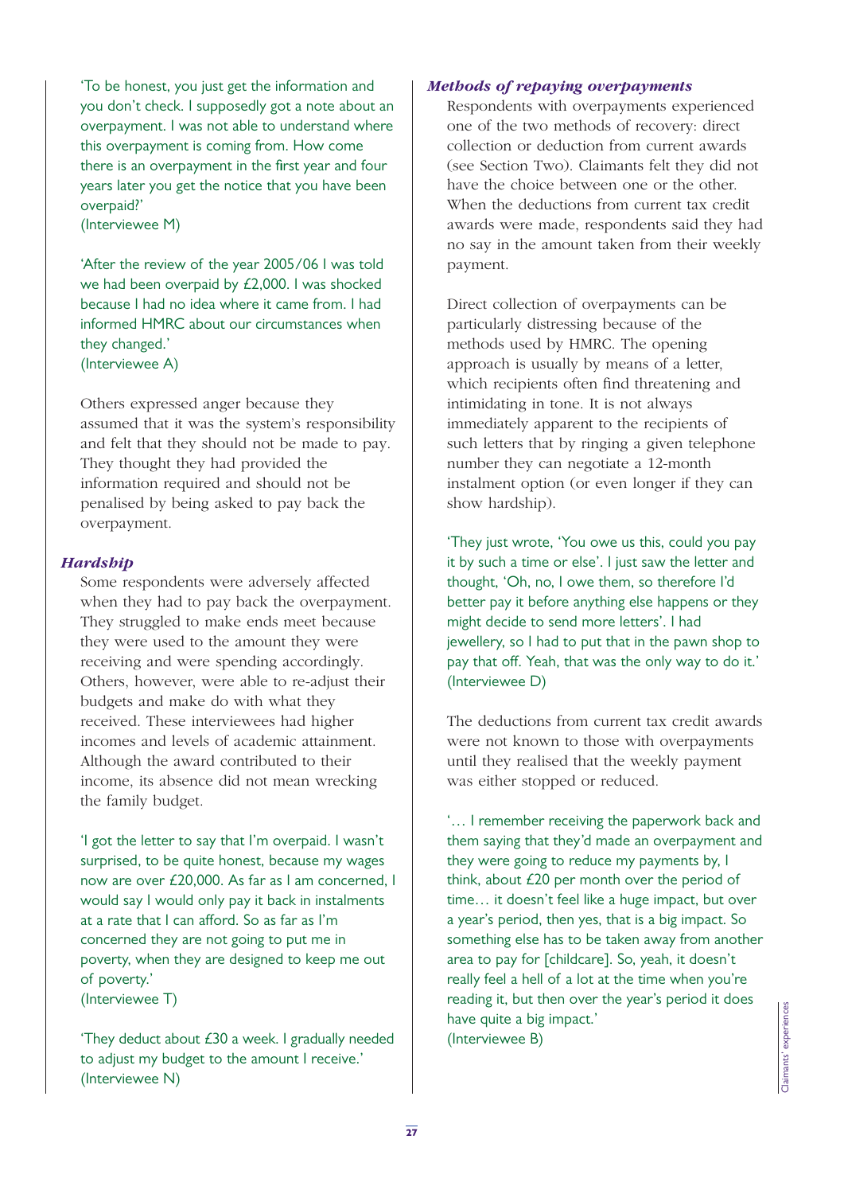'To be honest, you just get the information and you don't check. I supposedly got a note about an overpayment. I was not able to understand where this overpayment is coming from. How come there is an overpayment in the first year and four years later you get the notice that you have been overpaid?'
(Interviewee M)

'After the review of the year 2005/06 I was told we had been overpaid by £2,000. I was shocked because I had no idea where it came from. I had informed HMRC about our circumstances when they changed.'
(Interviewee A)

Others expressed anger because they assumed that it was the system's responsibility and felt that they should not be made to pay. They thought they had provided the information required and should not be penalised by being asked to pay back the overpayment.

### *Hardship*

Some respondents were adversely affected when they had to pay back the overpayment. They struggled to make ends meet because they were used to the amount they were receiving and were spending accordingly. Others, however, were able to re-adjust their budgets and make do with what they received. These interviewees had higher incomes and levels of academic attainment. Although the award contributed to their income, its absence did not mean wrecking the family budget.

'I got the letter to say that I'm overpaid. I wasn't surprised, to be quite honest, because my wages now are over £20,000. As far as I am concerned, I would say I would only pay it back in instalments at a rate that I can afford. So as far as I'm concerned they are not going to put me in poverty, when they are designed to keep me out of poverty.'
(Interviewee T)

'They deduct about £30 a week. I gradually needed to adjust my budget to the amount I receive.'
(Interviewee N)

### *Methods of repaying overpayments*

Respondents with overpayments experienced one of the two methods of recovery: direct collection or deduction from current awards (see Section Two). Claimants felt they did not have the choice between one or the other. When the deductions from current tax credit awards were made, respondents said they had no say in the amount taken from their weekly payment.

Direct collection of overpayments can be particularly distressing because of the methods used by HMRC. The opening approach is usually by means of a letter, which recipients often find threatening and intimidating in tone. It is not always immediately apparent to the recipients of such letters that by ringing a given telephone number they can negotiate a 12-month instalment option (or even longer if they can show hardship).

'They just wrote, 'You owe us this, could you pay it by such a time or else'. I just saw the letter and thought, 'Oh, no, I owe them, so therefore I'd better pay it before anything else happens or they might decide to send more letters'. I had jewellery, so I had to put that in the pawn shop to pay that off. Yeah, that was the only way to do it.'
(Interviewee D)

The deductions from current tax credit awards were not known to those with overpayments until they realised that the weekly payment was either stopped or reduced.

'… I remember receiving the paperwork back and them saying that they'd made an overpayment and they were going to reduce my payments by, I think, about £20 per month over the period of time… it doesn't feel like a huge impact, but over a year's period, then yes, that is a big impact. So something else has to be taken away from another area to pay for [childcare]. So, yeah, it doesn't really feel a hell of a lot at the time when you're reading it, but then over the year's period it does have quite a big impact.'
(Interviewee B)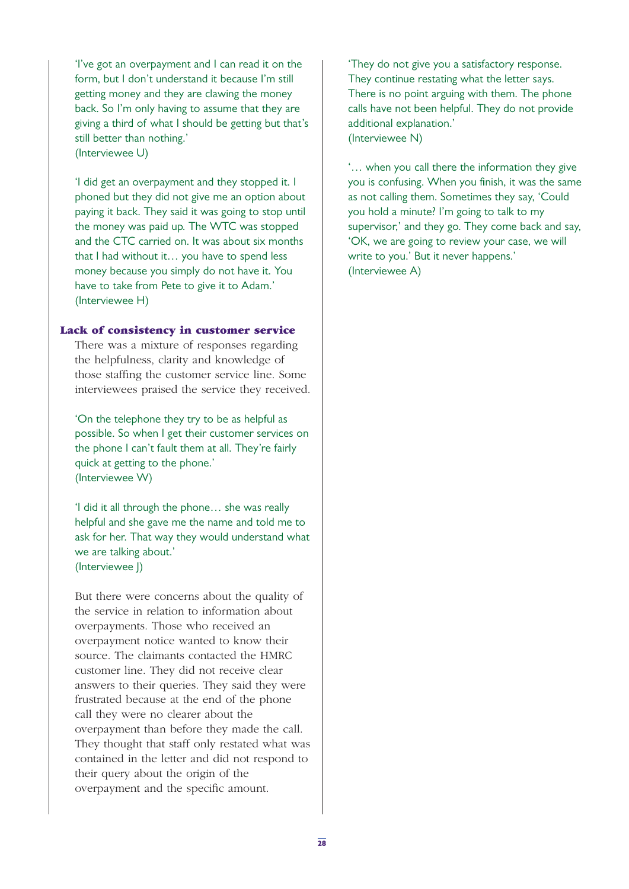'I've got an overpayment and I can read it on the form, but I don't understand it because I'm still getting money and they are clawing the money back. So I'm only having to assume that they are giving a third of what I should be getting but that's still better than nothing.'
(Interviewee U)

'I did get an overpayment and they stopped it. I phoned but they did not give me an option about paying it back. They said it was going to stop until the money was paid up. The WTC was stopped and the CTC carried on. It was about six months that I had without it… you have to spend less money because you simply do not have it. You have to take from Pete to give it to Adam.'
(Interviewee H)

### Lack of consistency in customer service

There was a mixture of responses regarding the helpfulness, clarity and knowledge of those staffing the customer service line. Some interviewees praised the service they received.

'On the telephone they try to be as helpful as possible. So when I get their customer services on the phone I can't fault them at all. They're fairly quick at getting to the phone.'
(Interviewee W)

'I did it all through the phone… she was really helpful and she gave me the name and told me to ask for her. That way they would understand what we are talking about.'
(Interviewee J)

But there were concerns about the quality of the service in relation to information about overpayments. Those who received an overpayment notice wanted to know their source. The claimants contacted the HMRC customer line. They did not receive clear answers to their queries. They said they were frustrated because at the end of the phone call they were no clearer about the overpayment than before they made the call. They thought that staff only restated what was contained in the letter and did not respond to their query about the origin of the overpayment and the specific amount.

'They do not give you a satisfactory response. They continue restating what the letter says. There is no point arguing with them. The phone calls have not been helpful. They do not provide additional explanation.'
(Interviewee N)

'… when you call there the information they give you is confusing. When you finish, it was the same as not calling them. Sometimes they say, 'Could you hold a minute? I'm going to talk to my supervisor,' and they go. They come back and say, 'OK, we are going to review your case, we will write to you.' But it never happens.'
(Interviewee A)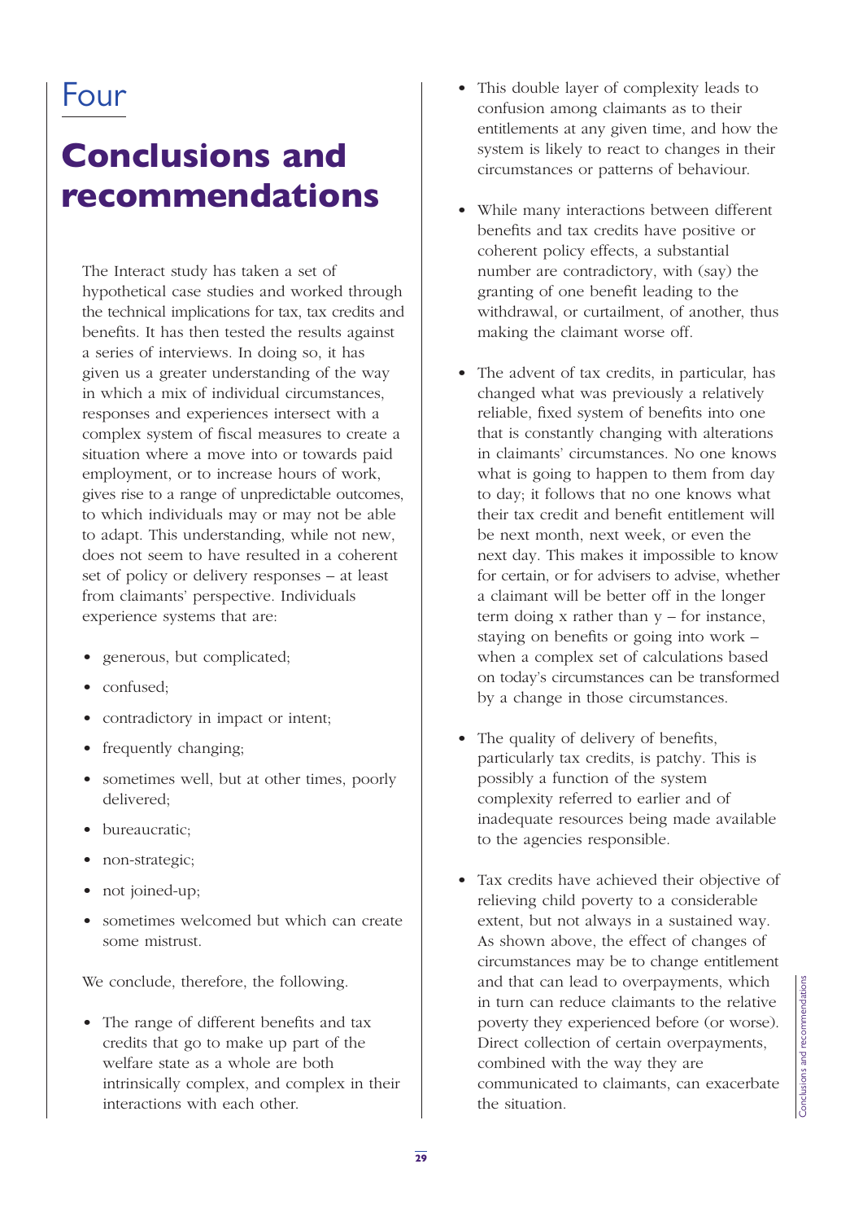# Four

# Conclusions and recommendations

The Interact study has taken a set of hypothetical case studies and worked through the technical implications for tax, tax credits and benefits. It has then tested the results against a series of interviews. In doing so, it has given us a greater understanding of the way in which a mix of individual circumstances, responses and experiences intersect with a complex system of fiscal measures to create a situation where a move into or towards paid employment, or to increase hours of work, gives rise to a range of unpredictable outcomes, to which individuals may or may not be able to adapt. This understanding, while not new, does not seem to have resulted in a coherent set of policy or delivery responses – at least from claimants' perspective. Individuals experience systems that are:

- generous, but complicated;
- confused;
- contradictory in impact or intent;
- frequently changing;
- sometimes well, but at other times, poorly delivered;
- bureaucratic;
- non-strategic;
- not joined-up;
- sometimes welcomed but which can create some mistrust.

We conclude, therefore, the following.

- The range of different benefits and tax credits that go to make up part of the welfare state as a whole are both intrinsically complex, and complex in their interactions with each other.
- This double layer of complexity leads to confusion among claimants as to their entitlements at any given time, and how the system is likely to react to changes in their circumstances or patterns of behaviour.
- While many interactions between different benefits and tax credits have positive or coherent policy effects, a substantial number are contradictory, with (say) the granting of one benefit leading to the withdrawal, or curtailment, of another, thus making the claimant worse off.
- The advent of tax credits, in particular, has changed what was previously a relatively reliable, fixed system of benefits into one that is constantly changing with alterations in claimants' circumstances. No one knows what is going to happen to them from day to day; it follows that no one knows what their tax credit and benefit entitlement will be next month, next week, or even the next day. This makes it impossible to know for certain, or for advisers to advise, whether a claimant will be better off in the longer term doing x rather than y – for instance, staying on benefits or going into work – when a complex set of calculations based on today's circumstances can be transformed by a change in those circumstances.
- The quality of delivery of benefits, particularly tax credits, is patchy. This is possibly a function of the system complexity referred to earlier and of inadequate resources being made available to the agencies responsible.
- Tax credits have achieved their objective of relieving child poverty to a considerable extent, but not always in a sustained way. As shown above, the effect of changes of circumstances may be to change entitlement and that can lead to overpayments, which in turn can reduce claimants to the relative poverty they experienced before (or worse). Direct collection of certain overpayments, combined with the way they are communicated to claimants, can exacerbate the situation.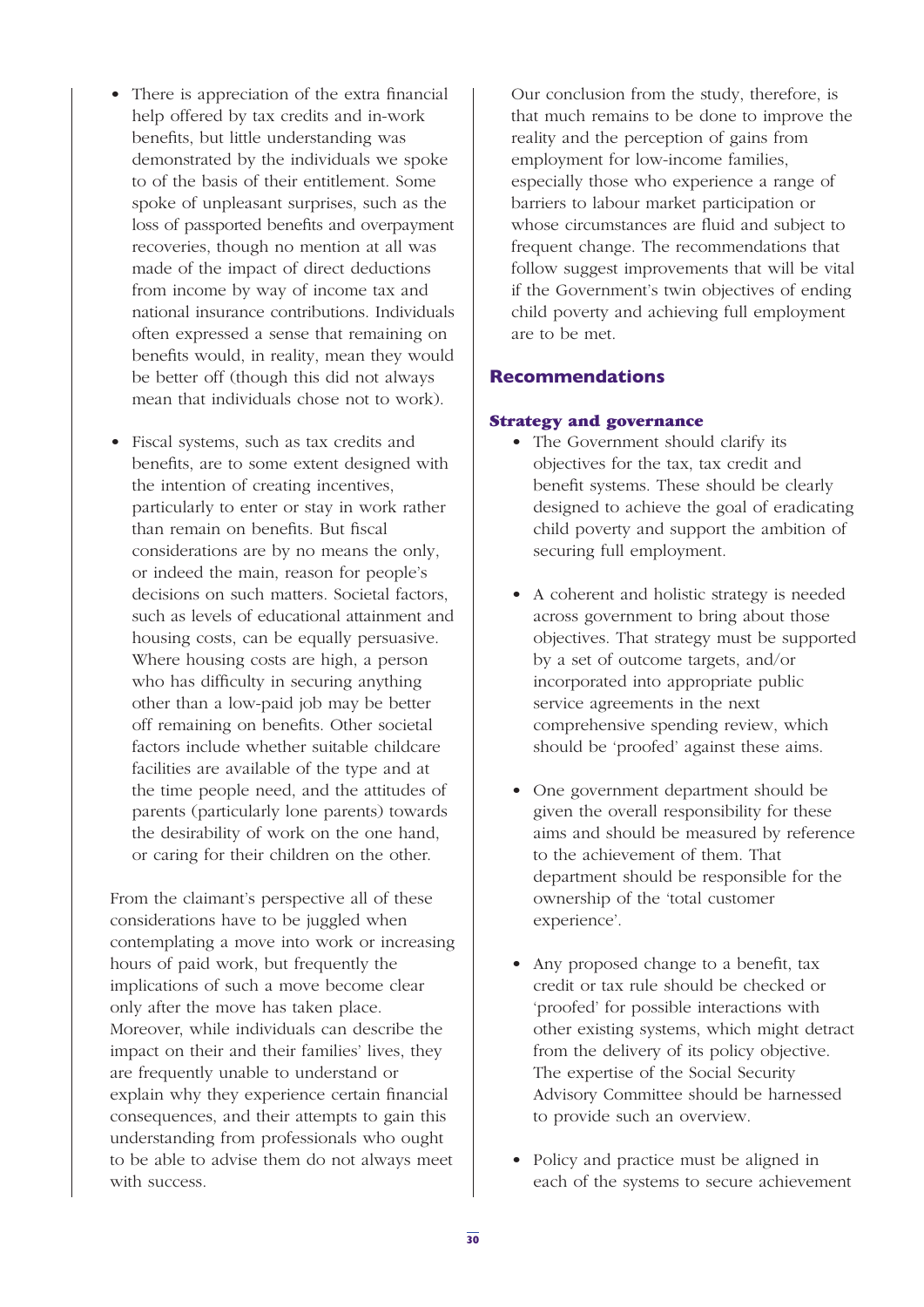- There is appreciation of the extra financial help offered by tax credits and in-work benefits, but little understanding was demonstrated by the individuals we spoke to of the basis of their entitlement. Some spoke of unpleasant surprises, such as the loss of passported benefits and overpayment recoveries, though no mention at all was made of the impact of direct deductions from income by way of income tax and national insurance contributions. Individuals often expressed a sense that remaining on benefits would, in reality, mean they would be better off (though this did not always mean that individuals chose not to work).

- Fiscal systems, such as tax credits and benefits, are to some extent designed with the intention of creating incentives, particularly to enter or stay in work rather than remain on benefits. But fiscal considerations are by no means the only, or indeed the main, reason for people's decisions on such matters. Societal factors, such as levels of educational attainment and housing costs, can be equally persuasive. Where housing costs are high, a person who has difficulty in securing anything other than a low-paid job may be better off remaining on benefits. Other societal factors include whether suitable childcare facilities are available of the type and at the time people need, and the attitudes of parents (particularly lone parents) towards the desirability of work on the one hand, or caring for their children on the other.

From the claimant's perspective all of these considerations have to be juggled when contemplating a move into work or increasing hours of paid work, but frequently the implications of such a move become clear only after the move has taken place. Moreover, while individuals can describe the impact on their and their families' lives, they are frequently unable to understand or explain why they experience certain financial consequences, and their attempts to gain this understanding from professionals who ought to be able to advise them do not always meet with success.

Our conclusion from the study, therefore, is that much remains to be done to improve the reality and the perception of gains from employment for low-income families, especially those who experience a range of barriers to labour market participation or whose circumstances are fluid and subject to frequent change. The recommendations that follow suggest improvements that will be vital if the Government's twin objectives of ending child poverty and achieving full employment are to be met.

## Recommendations

### Strategy and governance

- The Government should clarify its objectives for the tax, tax credit and benefit systems. These should be clearly designed to achieve the goal of eradicating child poverty and support the ambition of securing full employment.

- A coherent and holistic strategy is needed across government to bring about those objectives. That strategy must be supported by a set of outcome targets, and/or incorporated into appropriate public service agreements in the next comprehensive spending review, which should be 'proofed' against these aims.

- One government department should be given the overall responsibility for these aims and should be measured by reference to the achievement of them. That department should be responsible for the ownership of the 'total customer experience'.

- Any proposed change to a benefit, tax credit or tax rule should be checked or 'proofed' for possible interactions with other existing systems, which might detract from the delivery of its policy objective. The expertise of the Social Security Advisory Committee should be harnessed to provide such an overview.

- Policy and practice must be aligned in each of the systems to secure achievement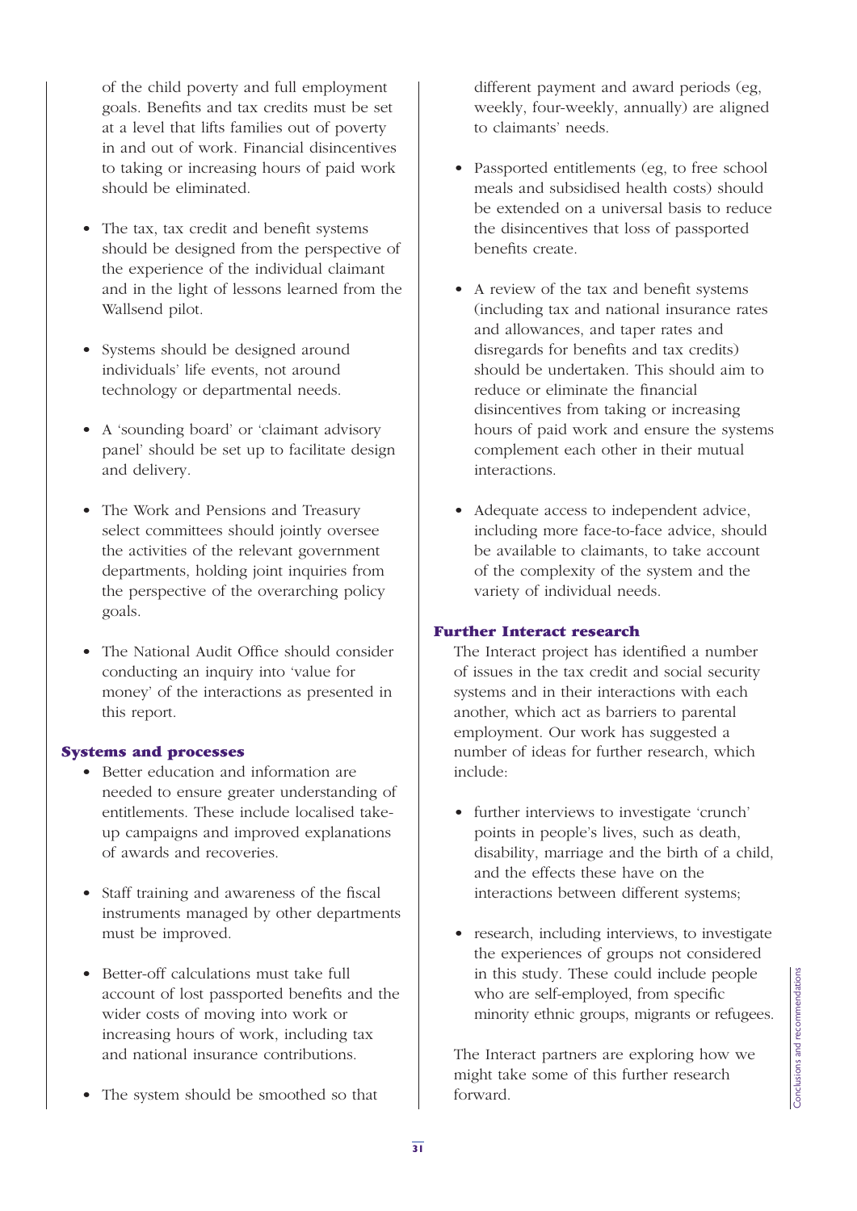of the child poverty and full employment goals. Benefits and tax credits must be set at a level that lifts families out of poverty in and out of work. Financial disincentives to taking or increasing hours of paid work should be eliminated.

- The tax, tax credit and benefit systems should be designed from the perspective of the experience of the individual claimant and in the light of lessons learned from the Wallsend pilot.

- Systems should be designed around individuals' life events, not around technology or departmental needs.

- A 'sounding board' or 'claimant advisory panel' should be set up to facilitate design and delivery.

- The Work and Pensions and Treasury select committees should jointly oversee the activities of the relevant government departments, holding joint inquiries from the perspective of the overarching policy goals.

- The National Audit Office should consider conducting an inquiry into 'value for money' of the interactions as presented in this report.

### Systems and processes

- Better education and information are needed to ensure greater understanding of entitlements. These include localised take-up campaigns and improved explanations of awards and recoveries.

- Staff training and awareness of the fiscal instruments managed by other departments must be improved.

- Better-off calculations must take full account of lost passported benefits and the wider costs of moving into work or increasing hours of work, including tax and national insurance contributions.

- The system should be smoothed so that different payment and award periods (eg, weekly, four-weekly, annually) are aligned to claimants' needs.

- Passported entitlements (eg, to free school meals and subsidised health costs) should be extended on a universal basis to reduce the disincentives that loss of passported benefits create.

- A review of the tax and benefit systems (including tax and national insurance rates and allowances, and taper rates and disregards for benefits and tax credits) should be undertaken. This should aim to reduce or eliminate the financial disincentives from taking or increasing hours of paid work and ensure the systems complement each other in their mutual interactions.

- Adequate access to independent advice, including more face-to-face advice, should be available to claimants, to take account of the complexity of the system and the variety of individual needs.

### Further Interact research

The Interact project has identified a number of issues in the tax credit and social security systems and in their interactions with each another, which act as barriers to parental employment. Our work has suggested a number of ideas for further research, which include:

- further interviews to investigate 'crunch' points in people's lives, such as death, disability, marriage and the birth of a child, and the effects these have on the interactions between different systems;

- research, including interviews, to investigate the experiences of groups not considered in this study. These could include people who are self-employed, from specific minority ethnic groups, migrants or refugees.

The Interact partners are exploring how we might take some of this further research forward.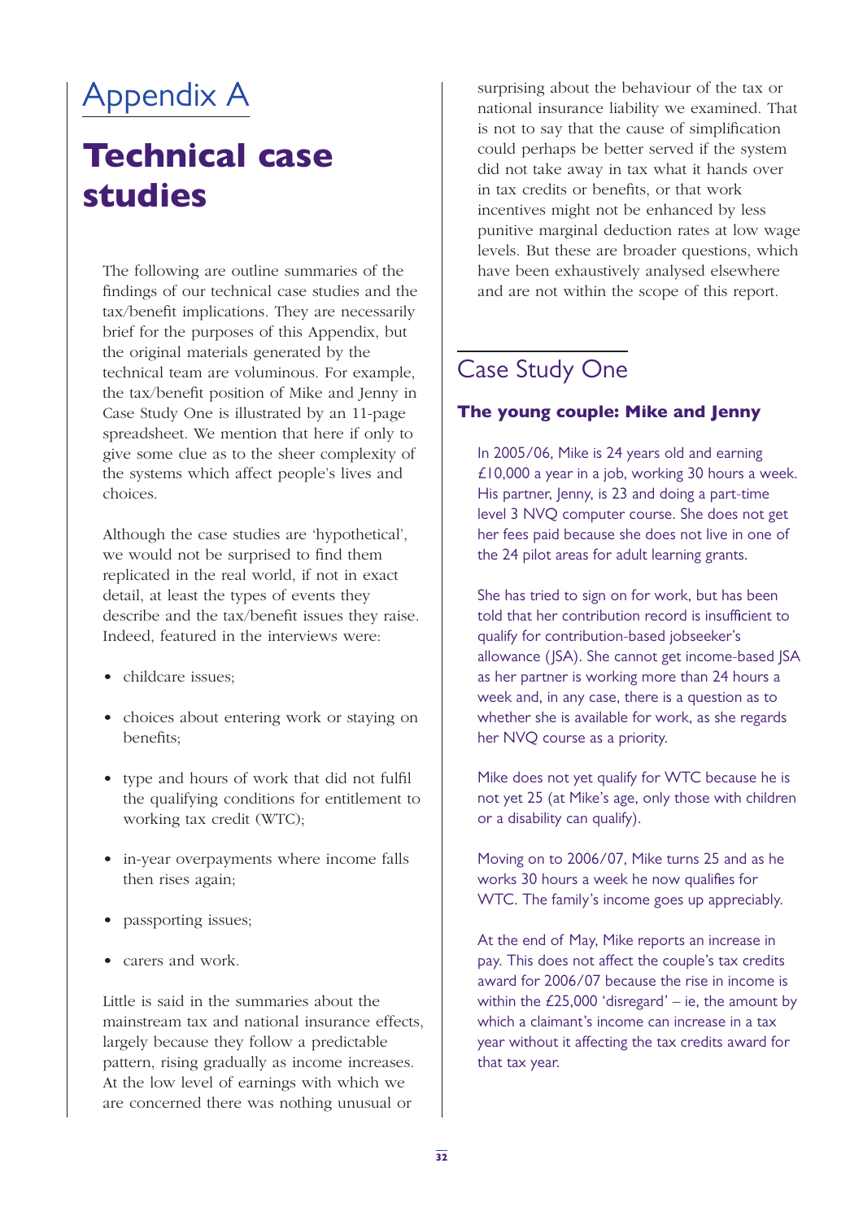# Appendix A

# Technical case studies

The following are outline summaries of the findings of our technical case studies and the tax/benefit implications. They are necessarily brief for the purposes of this Appendix, but the original materials generated by the technical team are voluminous. For example, the tax/benefit position of Mike and Jenny in Case Study One is illustrated by an 11-page spreadsheet. We mention that here if only to give some clue as to the sheer complexity of the systems which affect people's lives and choices.

Although the case studies are 'hypothetical', we would not be surprised to find them replicated in the real world, if not in exact detail, at least the types of events they describe and the tax/benefit issues they raise. Indeed, featured in the interviews were:

- childcare issues;
- choices about entering work or staying on benefits;
- type and hours of work that did not fulfil the qualifying conditions for entitlement to working tax credit (WTC);
- in-year overpayments where income falls then rises again;
- passporting issues;
- carers and work.

Little is said in the summaries about the mainstream tax and national insurance effects, largely because they follow a predictable pattern, rising gradually as income increases. At the low level of earnings with which we are concerned there was nothing unusual or surprising about the behaviour of the tax or national insurance liability we examined. That is not to say that the cause of simplification could perhaps be better served if the system did not take away in tax what it hands over in tax credits or benefits, or that work incentives might not be enhanced by less punitive marginal deduction rates at low wage levels. But these are broader questions, which have been exhaustively analysed elsewhere and are not within the scope of this report.

## Case Study One

### The young couple: Mike and Jenny

In 2005/06, Mike is 24 years old and earning £10,000 a year in a job, working 30 hours a week. His partner, Jenny, is 23 and doing a part-time level 3 NVQ computer course. She does not get her fees paid because she does not live in one of the 24 pilot areas for adult learning grants.

She has tried to sign on for work, but has been told that her contribution record is insufficient to qualify for contribution-based jobseeker's allowance (JSA). She cannot get income-based JSA as her partner is working more than 24 hours a week and, in any case, there is a question as to whether she is available for work, as she regards her NVQ course as a priority.

Mike does not yet qualify for WTC because he is not yet 25 (at Mike's age, only those with children or a disability can qualify).

Moving on to 2006/07, Mike turns 25 and as he works 30 hours a week he now qualifies for WTC. The family's income goes up appreciably.

At the end of May, Mike reports an increase in pay. This does not affect the couple's tax credits award for 2006/07 because the rise in income is within the £25,000 'disregard' – ie, the amount by which a claimant's income can increase in a tax year without it affecting the tax credits award for that tax year.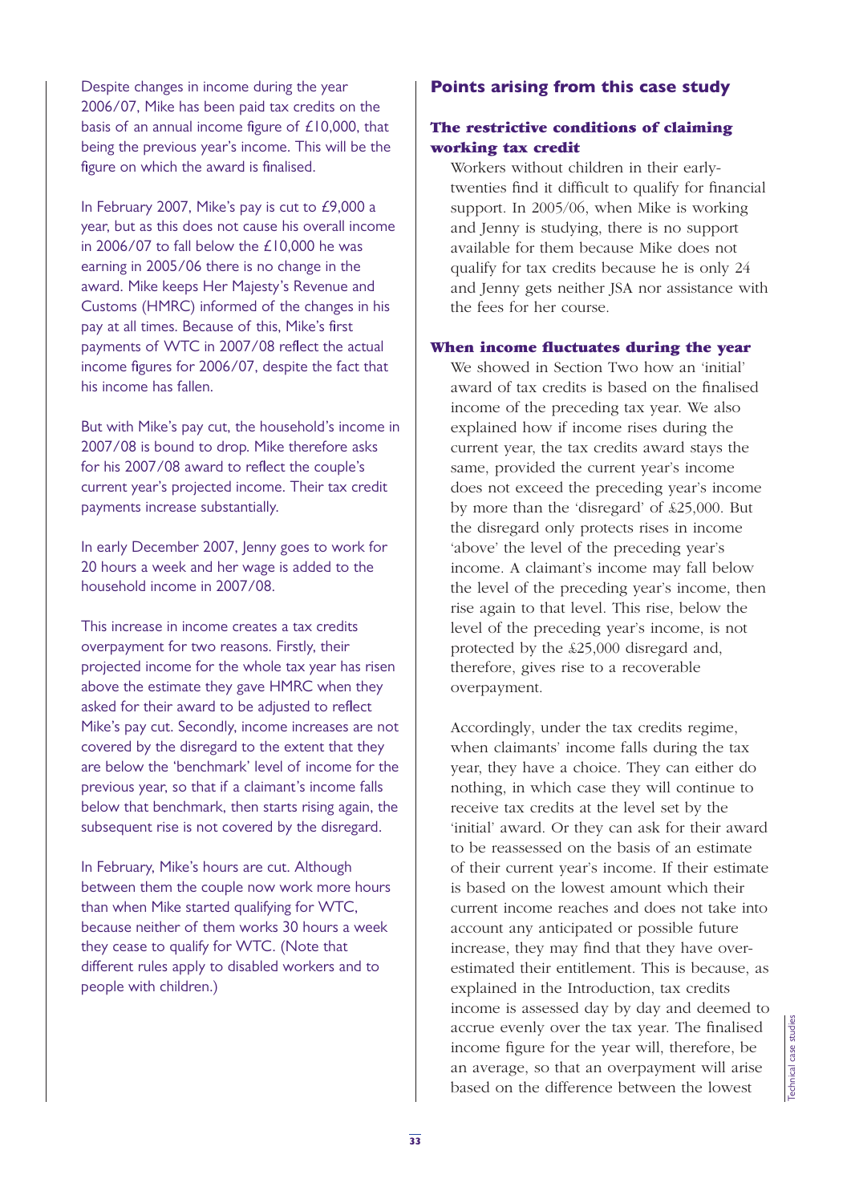Despite changes in income during the year 2006/07, Mike has been paid tax credits on the basis of an annual income figure of £10,000, that being the previous year's income. This will be the figure on which the award is finalised.

In February 2007, Mike's pay is cut to £9,000 a year, but as this does not cause his overall income in 2006/07 to fall below the £10,000 he was earning in 2005/06 there is no change in the award. Mike keeps Her Majesty's Revenue and Customs (HMRC) informed of the changes in his pay at all times. Because of this, Mike's first payments of WTC in 2007/08 reflect the actual income figures for 2006/07, despite the fact that his income has fallen.

But with Mike's pay cut, the household's income in 2007/08 is bound to drop. Mike therefore asks for his 2007/08 award to reflect the couple's current year's projected income. Their tax credit payments increase substantially.

In early December 2007, Jenny goes to work for 20 hours a week and her wage is added to the household income in 2007/08.

This increase in income creates a tax credits overpayment for two reasons. Firstly, their projected income for the whole tax year has risen above the estimate they gave HMRC when they asked for their award to be adjusted to reflect Mike's pay cut. Secondly, income increases are not covered by the disregard to the extent that they are below the 'benchmark' level of income for the previous year, so that if a claimant's income falls below that benchmark, then starts rising again, the subsequent rise is not covered by the disregard.

In February, Mike's hours are cut. Although between them the couple now work more hours than when Mike started qualifying for WTC, because neither of them works 30 hours a week they cease to qualify for WTC. (Note that different rules apply to disabled workers and to people with children.)

## Points arising from this case study

### The restrictive conditions of claiming working tax credit

Workers without children in their early-twenties find it difficult to qualify for financial support. In 2005/06, when Mike is working and Jenny is studying, there is no support available for them because Mike does not qualify for tax credits because he is only 24 and Jenny gets neither JSA nor assistance with the fees for her course.

### When income fluctuates during the year

We showed in Section Two how an 'initial' award of tax credits is based on the finalised income of the preceding tax year. We also explained how if income rises during the current year, the tax credits award stays the same, provided the current year's income does not exceed the preceding year's income by more than the 'disregard' of £25,000. But the disregard only protects rises in income 'above' the level of the preceding year's income. A claimant's income may fall below the level of the preceding year's income, then rise again to that level. This rise, below the level of the preceding year's income, is not protected by the £25,000 disregard and, therefore, gives rise to a recoverable overpayment.

Accordingly, under the tax credits regime, when claimants' income falls during the tax year, they have a choice. They can either do nothing, in which case they will continue to receive tax credits at the level set by the 'initial' award. Or they can ask for their award to be reassessed on the basis of an estimate of their current year's income. If their estimate is based on the lowest amount which their current income reaches and does not take into account any anticipated or possible future increase, they may find that they have over-estimated their entitlement. This is because, as explained in the Introduction, tax credits income is assessed day by day and deemed to accrue evenly over the tax year. The finalised income figure for the year will, therefore, be an average, so that an overpayment will arise based on the difference between the lowest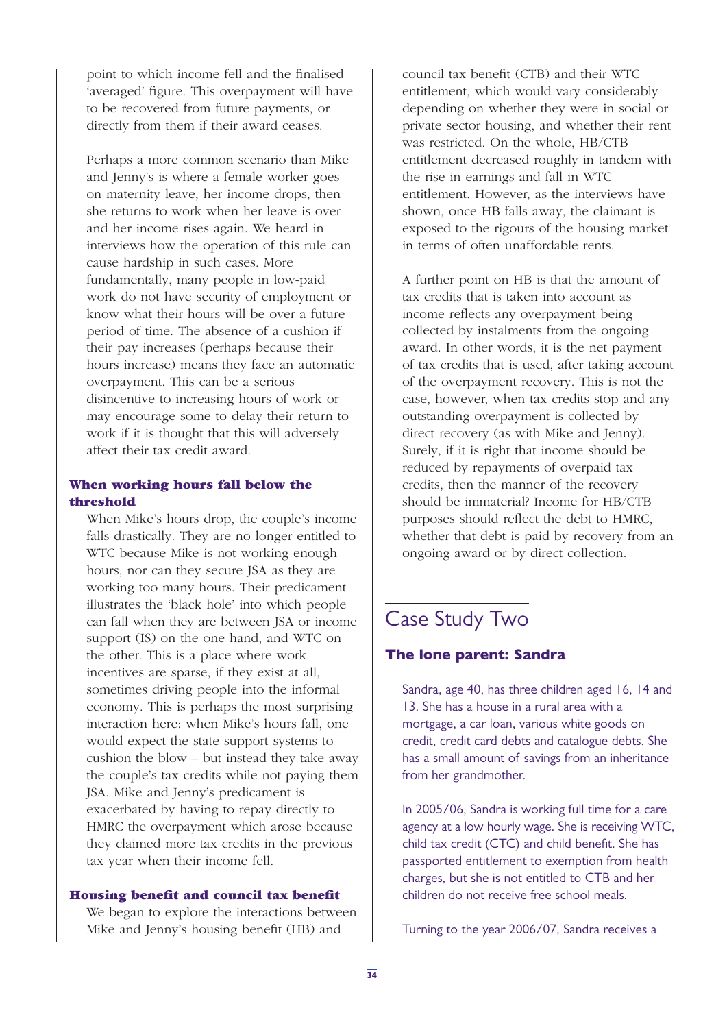point to which income fell and the finalised 'averaged' figure. This overpayment will have to be recovered from future payments, or directly from them if their award ceases.

Perhaps a more common scenario than Mike and Jenny's is where a female worker goes on maternity leave, her income drops, then she returns to work when her leave is over and her income rises again. We heard in interviews how the operation of this rule can cause hardship in such cases. More fundamentally, many people in low-paid work do not have security of employment or know what their hours will be over a future period of time. The absence of a cushion if their pay increases (perhaps because their hours increase) means they face an automatic overpayment. This can be a serious disincentive to increasing hours of work or may encourage some to delay their return to work if it is thought that this will adversely affect their tax credit award.

### When working hours fall below the threshold

When Mike's hours drop, the couple's income falls drastically. They are no longer entitled to WTC because Mike is not working enough hours, nor can they secure JSA as they are working too many hours. Their predicament illustrates the 'black hole' into which people can fall when they are between JSA or income support (IS) on the one hand, and WTC on the other. This is a place where work incentives are sparse, if they exist at all, sometimes driving people into the informal economy. This is perhaps the most surprising interaction here: when Mike's hours fall, one would expect the state support systems to cushion the blow – but instead they take away the couple's tax credits while not paying them JSA. Mike and Jenny's predicament is exacerbated by having to repay directly to HMRC the overpayment which arose because they claimed more tax credits in the previous tax year when their income fell.

### Housing benefit and council tax benefit

We began to explore the interactions between Mike and Jenny's housing benefit (HB) and council tax benefit (CTB) and their WTC entitlement, which would vary considerably depending on whether they were in social or private sector housing, and whether their rent was restricted. On the whole, HB/CTB entitlement decreased roughly in tandem with the rise in earnings and fall in WTC entitlement. However, as the interviews have shown, once HB falls away, the claimant is exposed to the rigours of the housing market in terms of often unaffordable rents.

A further point on HB is that the amount of tax credits that is taken into account as income reflects any overpayment being collected by instalments from the ongoing award. In other words, it is the net payment of tax credits that is used, after taking account of the overpayment recovery. This is not the case, however, when tax credits stop and any outstanding overpayment is collected by direct recovery (as with Mike and Jenny). Surely, if it is right that income should be reduced by repayments of overpaid tax credits, then the manner of the recovery should be immaterial? Income for HB/CTB purposes should reflect the debt to HMRC, whether that debt is paid by recovery from an ongoing award or by direct collection.

## Case Study Two

### The lone parent: Sandra

Sandra, age 40, has three children aged 16, 14 and 13. She has a house in a rural area with a mortgage, a car loan, various white goods on credit, credit card debts and catalogue debts. She has a small amount of savings from an inheritance from her grandmother.

In 2005/06, Sandra is working full time for a care agency at a low hourly wage. She is receiving WTC, child tax credit (CTC) and child benefit. She has passported entitlement to exemption from health charges, but she is not entitled to CTB and her children do not receive free school meals.

Turning to the year 2006/07, Sandra receives a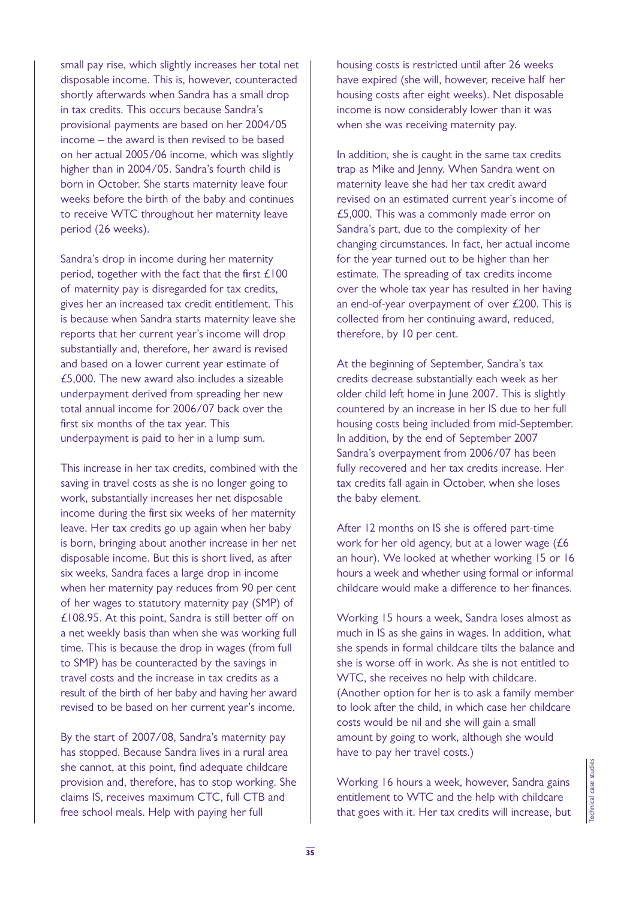small pay rise, which slightly increases her total net disposable income. This is, however, counteracted shortly afterwards when Sandra has a small drop in tax credits. This occurs because Sandra's provisional payments are based on her 2004/05 income – the award is then revised to be based on her actual 2005/06 income, which was slightly higher than in 2004/05. Sandra's fourth child is born in October. She starts maternity leave four weeks before the birth of the baby and continues to receive WTC throughout her maternity leave period (26 weeks).

Sandra's drop in income during her maternity period, together with the fact that the first £100 of maternity pay is disregarded for tax credits, gives her an increased tax credit entitlement. This is because when Sandra starts maternity leave she reports that her current year's income will drop substantially and, therefore, her award is revised and based on a lower current year estimate of £5,000. The new award also includes a sizeable underpayment derived from spreading her new total annual income for 2006/07 back over the first six months of the tax year. This underpayment is paid to her in a lump sum.

This increase in her tax credits, combined with the saving in travel costs as she is no longer going to work, substantially increases her net disposable income during the first six weeks of her maternity leave. Her tax credits go up again when her baby is born, bringing about another increase in her net disposable income. But this is short lived, as after six weeks, Sandra faces a large drop in income when her maternity pay reduces from 90 per cent of her wages to statutory maternity pay (SMP) of £108.95. At this point, Sandra is still better off on a net weekly basis than when she was working full time. This is because the drop in wages (from full to SMP) has be counteracted by the savings in travel costs and the increase in tax credits as a result of the birth of her baby and having her award revised to be based on her current year's income.

By the start of 2007/08, Sandra's maternity pay has stopped. Because Sandra lives in a rural area she cannot, at this point, find adequate childcare provision and, therefore, has to stop working. She claims IS, receives maximum CTC, full CTB and free school meals. Help with paying her full housing costs is restricted until after 26 weeks have expired (she will, however, receive half her housing costs after eight weeks). Net disposable income is now considerably lower than it was when she was receiving maternity pay.

In addition, she is caught in the same tax credits trap as Mike and Jenny. When Sandra went on maternity leave she had her tax credit award revised on an estimated current year's income of £5,000. This was a commonly made error on Sandra's part, due to the complexity of her changing circumstances. In fact, her actual income for the year turned out to be higher than her estimate. The spreading of tax credits income over the whole tax year has resulted in her having an end-of-year overpayment of over £200. This is collected from her continuing award, reduced, therefore, by 10 per cent.

At the beginning of September, Sandra's tax credits decrease substantially each week as her older child left home in June 2007. This is slightly countered by an increase in her IS due to her full housing costs being included from mid-September. In addition, by the end of September 2007 Sandra's overpayment from 2006/07 has been fully recovered and her tax credits increase. Her tax credits fall again in October, when she loses the baby element.

After 12 months on IS she is offered part-time work for her old agency, but at a lower wage (£6 an hour). We looked at whether working 15 or 16 hours a week and whether using formal or informal childcare would make a difference to her finances.

Working 15 hours a week, Sandra loses almost as much in IS as she gains in wages. In addition, what she spends in formal childcare tilts the balance and she is worse off in work. As she is not entitled to WTC, she receives no help with childcare. (Another option for her is to ask a family member to look after the child, in which case her childcare costs would be nil and she will gain a small amount by going to work, although she would have to pay her travel costs.)

Working 16 hours a week, however, Sandra gains entitlement to WTC and the help with childcare that goes with it. Her tax credits will increase, but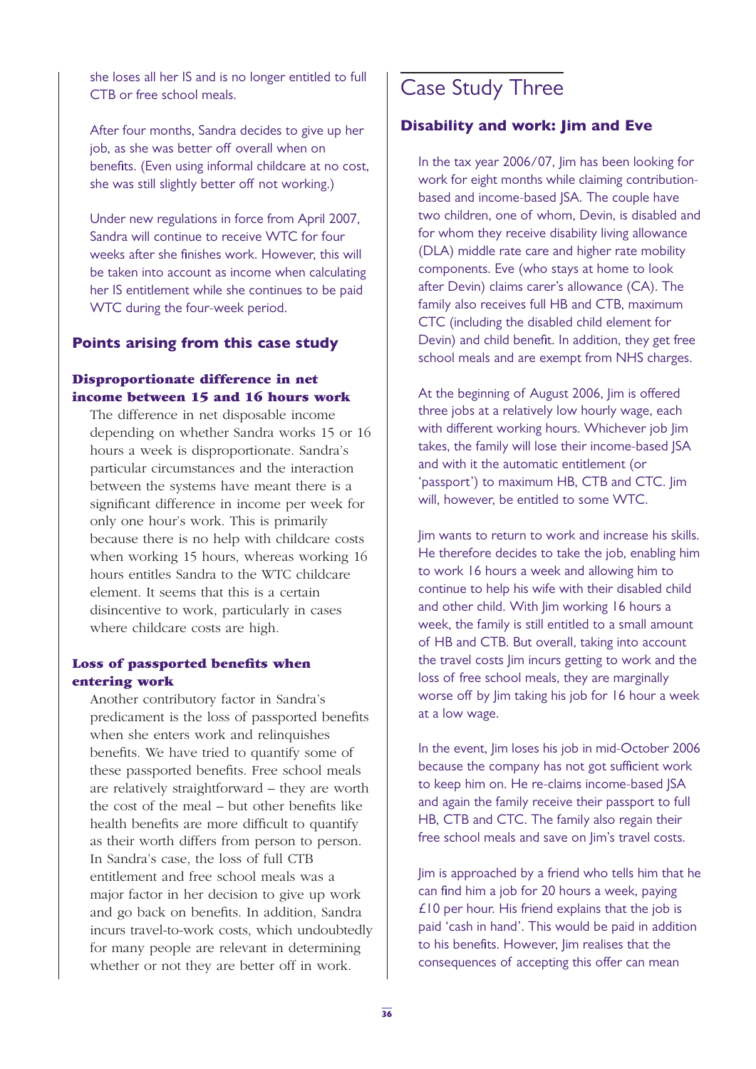she loses all her IS and is no longer entitled to full CTB or free school meals.

After four months, Sandra decides to give up her job, as she was better off overall when on benefits. (Even using informal childcare at no cost, she was still slightly better off not working.)

Under new regulations in force from April 2007, Sandra will continue to receive WTC for four weeks after she finishes work. However, this will be taken into account as income when calculating her IS entitlement while she continues to be paid WTC during the four-week period.

## Points arising from this case study

### Disproportionate difference in net income between 15 and 16 hours work

The difference in net disposable income depending on whether Sandra works 15 or 16 hours a week is disproportionate. Sandra's particular circumstances and the interaction between the systems have meant there is a significant difference in income per week for only one hour's work. This is primarily because there is no help with childcare costs when working 15 hours, whereas working 16 hours entitles Sandra to the WTC childcare element. It seems that this is a certain disincentive to work, particularly in cases where childcare costs are high.

### Loss of passported benefits when entering work

Another contributory factor in Sandra's predicament is the loss of passported benefits when she enters work and relinquishes benefits. We have tried to quantify some of these passported benefits. Free school meals are relatively straightforward – they are worth the cost of the meal – but other benefits like health benefits are more difficult to quantify as their worth differs from person to person. In Sandra's case, the loss of full CTB entitlement and free school meals was a major factor in her decision to give up work and go back on benefits. In addition, Sandra incurs travel-to-work costs, which undoubtedly for many people are relevant in determining whether or not they are better off in work.

# Case Study Three

## Disability and work: Jim and Eve

In the tax year 2006/07, Jim has been looking for work for eight months while claiming contribution-based and income-based JSA. The couple have two children, one of whom, Devin, is disabled and for whom they receive disability living allowance (DLA) middle rate care and higher rate mobility components. Eve (who stays at home to look after Devin) claims carer's allowance (CA). The family also receives full HB and CTB, maximum CTC (including the disabled child element for Devin) and child benefit. In addition, they get free school meals and are exempt from NHS charges.

At the beginning of August 2006, Jim is offered three jobs at a relatively low hourly wage, each with different working hours. Whichever job Jim takes, the family will lose their income-based JSA and with it the automatic entitlement (or 'passport') to maximum HB, CTB and CTC. Jim will, however, be entitled to some WTC.

Jim wants to return to work and increase his skills. He therefore decides to take the job, enabling him to work 16 hours a week and allowing him to continue to help his wife with their disabled child and other child. With Jim working 16 hours a week, the family is still entitled to a small amount of HB and CTB. But overall, taking into account the travel costs Jim incurs getting to work and the loss of free school meals, they are marginally worse off by Jim taking his job for 16 hour a week at a low wage.

In the event, Jim loses his job in mid-October 2006 because the company has not got sufficient work to keep him on. He re-claims income-based JSA and again the family receive their passport to full HB, CTB and CTC. The family also regain their free school meals and save on Jim's travel costs.

Jim is approached by a friend who tells him that he can find him a job for 20 hours a week, paying £10 per hour. His friend explains that the job is paid 'cash in hand'. This would be paid in addition to his benefits. However, Jim realises that the consequences of accepting this offer can mean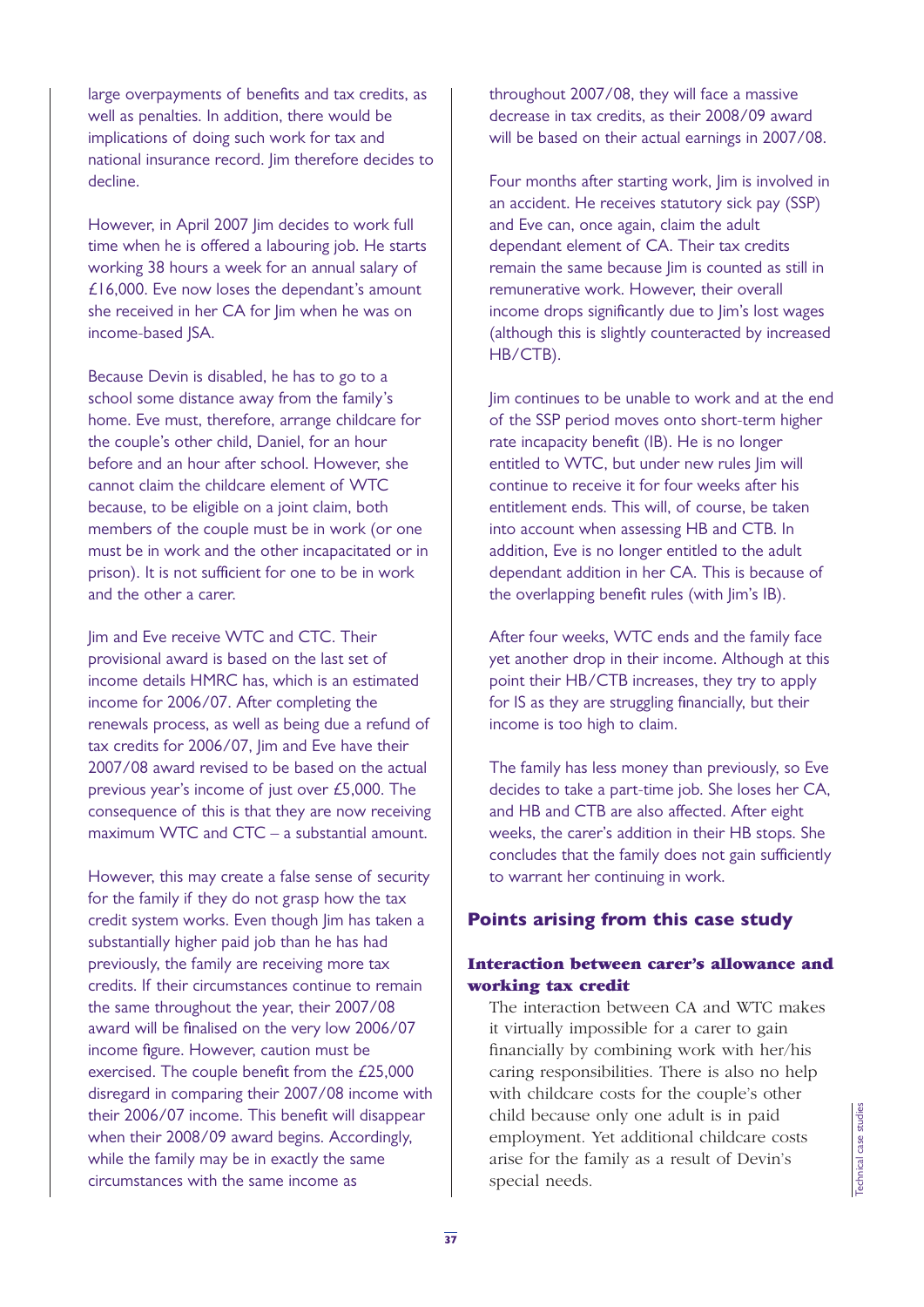large overpayments of benefits and tax credits, as well as penalties. In addition, there would be implications of doing such work for tax and national insurance record. Jim therefore decides to decline.

However, in April 2007 Jim decides to work full time when he is offered a labouring job. He starts working 38 hours a week for an annual salary of £16,000. Eve now loses the dependant's amount she received in her CA for Jim when he was on income-based JSA.

Because Devin is disabled, he has to go to a school some distance away from the family's home. Eve must, therefore, arrange childcare for the couple's other child, Daniel, for an hour before and an hour after school. However, she cannot claim the childcare element of WTC because, to be eligible on a joint claim, both members of the couple must be in work (or one must be in work and the other incapacitated or in prison). It is not sufficient for one to be in work and the other a carer.

Jim and Eve receive WTC and CTC. Their provisional award is based on the last set of income details HMRC has, which is an estimated income for 2006/07. After completing the renewals process, as well as being due a refund of tax credits for 2006/07, Jim and Eve have their 2007/08 award revised to be based on the actual previous year's income of just over £5,000. The consequence of this is that they are now receiving maximum WTC and CTC – a substantial amount.

However, this may create a false sense of security for the family if they do not grasp how the tax credit system works. Even though Jim has taken a substantially higher paid job than he has had previously, the family are receiving more tax credits. If their circumstances continue to remain the same throughout the year, their 2007/08 award will be finalised on the very low 2006/07 income figure. However, caution must be exercised. The couple benefit from the £25,000 disregard in comparing their 2007/08 income with their 2006/07 income. This benefit will disappear when their 2008/09 award begins. Accordingly, while the family may be in exactly the same circumstances with the same income as throughout 2007/08, they will face a massive decrease in tax credits, as their 2008/09 award will be based on their actual earnings in 2007/08.

Four months after starting work, Jim is involved in an accident. He receives statutory sick pay (SSP) and Eve can, once again, claim the adult dependant element of CA. Their tax credits remain the same because Jim is counted as still in remunerative work. However, their overall income drops significantly due to Jim's lost wages (although this is slightly counteracted by increased HB/CTB).

Jim continues to be unable to work and at the end of the SSP period moves onto short-term higher rate incapacity benefit (IB). He is no longer entitled to WTC, but under new rules Jim will continue to receive it for four weeks after his entitlement ends. This will, of course, be taken into account when assessing HB and CTB. In addition, Eve is no longer entitled to the adult dependant addition in her CA. This is because of the overlapping benefit rules (with Jim's IB).

After four weeks, WTC ends and the family face yet another drop in their income. Although at this point their HB/CTB increases, they try to apply for IS as they are struggling financially, but their income is too high to claim.

The family has less money than previously, so Eve decides to take a part-time job. She loses her CA, and HB and CTB are also affected. After eight weeks, the carer's addition in their HB stops. She concludes that the family does not gain sufficiently to warrant her continuing in work.

## Points arising from this case study

### Interaction between carer's allowance and working tax credit

The interaction between CA and WTC makes it virtually impossible for a carer to gain financially by combining work with her/his caring responsibilities. There is also no help with childcare costs for the couple's other child because only one adult is in paid employment. Yet additional childcare costs arise for the family as a result of Devin's special needs.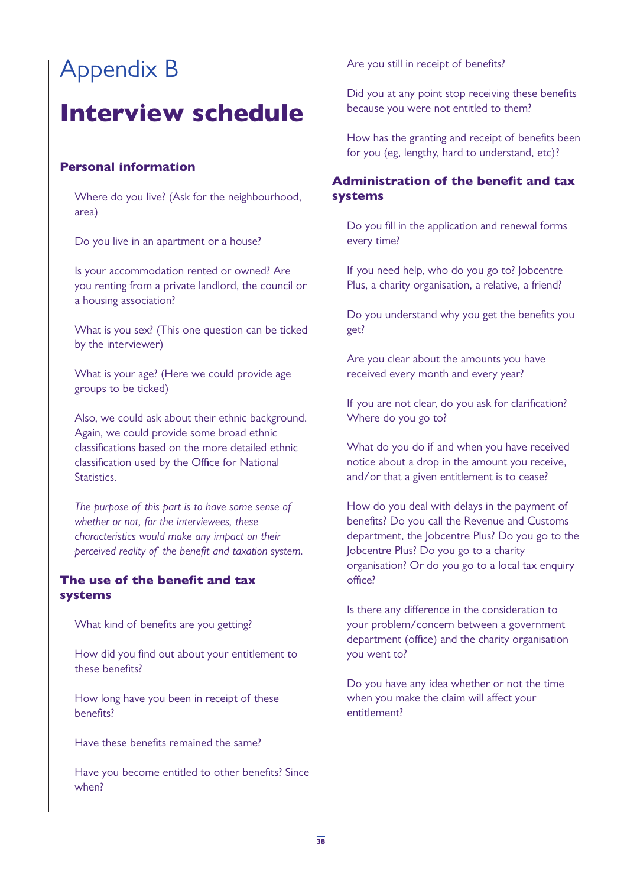# Appendix B

# Interview schedule

## Personal information

Where do you live? (Ask for the neighbourhood, area)

Do you live in an apartment or a house?

Is your accommodation rented or owned? Are you renting from a private landlord, the council or a housing association?

What is you sex? (This one question can be ticked by the interviewer)

What is your age? (Here we could provide age groups to be ticked)

Also, we could ask about their ethnic background. Again, we could provide some broad ethnic classifications based on the more detailed ethnic classification used by the Office for National Statistics.

*The purpose of this part is to have some sense of whether or not, for the interviewees, these characteristics would make any impact on their perceived reality of the benefit and taxation system.*

## The use of the benefit and tax systems

What kind of benefits are you getting?

How did you find out about your entitlement to these benefits?

How long have you been in receipt of these benefits?

Have these benefits remained the same?

Have you become entitled to other benefits? Since when?

Are you still in receipt of benefits?

Did you at any point stop receiving these benefits because you were not entitled to them?

How has the granting and receipt of benefits been for you (eg, lengthy, hard to understand, etc)?

## Administration of the benefit and tax systems

Do you fill in the application and renewal forms every time?

If you need help, who do you go to? Jobcentre Plus, a charity organisation, a relative, a friend?

Do you understand why you get the benefits you get?

Are you clear about the amounts you have received every month and every year?

If you are not clear, do you ask for clarification? Where do you go to?

What do you do if and when you have received notice about a drop in the amount you receive, and/or that a given entitlement is to cease?

How do you deal with delays in the payment of benefits? Do you call the Revenue and Customs department, the Jobcentre Plus? Do you go to the Jobcentre Plus? Do you go to a charity organisation? Or do you go to a local tax enquiry office?

Is there any difference in the consideration to your problem/concern between a government department (office) and the charity organisation you went to?

Do you have any idea whether or not the time when you make the claim will affect your entitlement?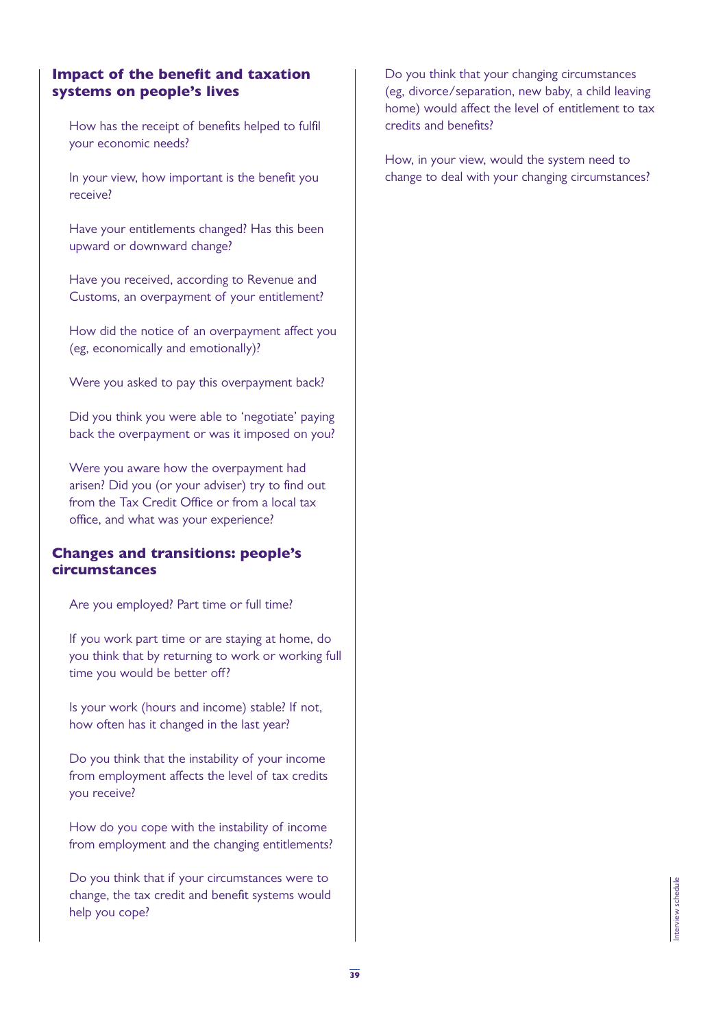## Impact of the benefit and taxation systems on people's lives

How has the receipt of benefits helped to fulfil your economic needs?

In your view, how important is the benefit you receive?

Have your entitlements changed? Has this been upward or downward change?

Have you received, according to Revenue and Customs, an overpayment of your entitlement?

How did the notice of an overpayment affect you (eg, economically and emotionally)?

Were you asked to pay this overpayment back?

Did you think you were able to 'negotiate' paying back the overpayment or was it imposed on you?

Were you aware how the overpayment had arisen? Did you (or your adviser) try to find out from the Tax Credit Office or from a local tax office, and what was your experience?

## Changes and transitions: people's circumstances

Are you employed? Part time or full time?

If you work part time or are staying at home, do you think that by returning to work or working full time you would be better off?

Is your work (hours and income) stable? If not, how often has it changed in the last year?

Do you think that the instability of your income from employment affects the level of tax credits you receive?

How do you cope with the instability of income from employment and the changing entitlements?

Do you think that if your circumstances were to change, the tax credit and benefit systems would help you cope?

Do you think that your changing circumstances (eg, divorce/separation, new baby, a child leaving home) would affect the level of entitlement to tax credits and benefits?

How, in your view, would the system need to change to deal with your changing circumstances?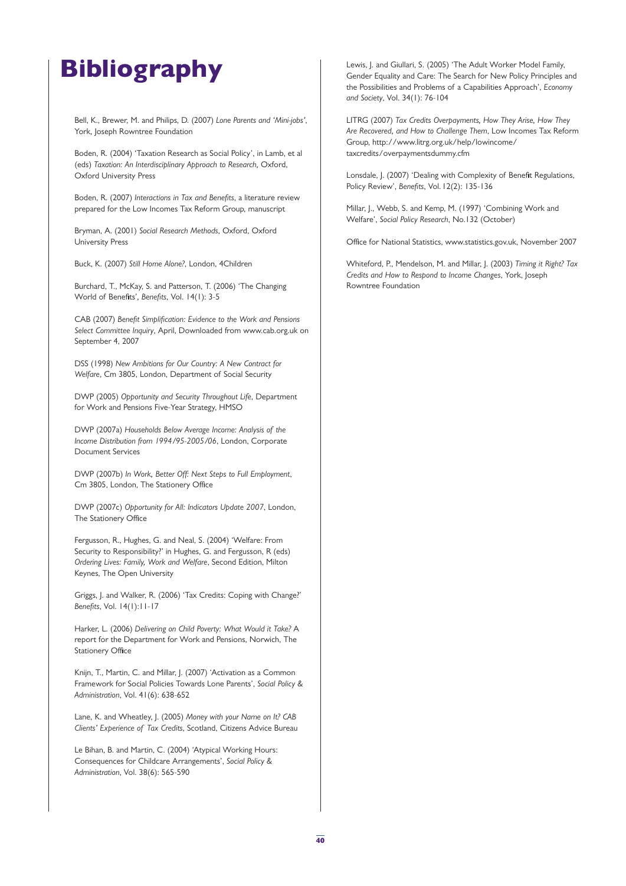# Bibliography

Bell, K., Brewer, M. and Philips, D. (2007) *Lone Parents and 'Mini-jobs'*, York, Joseph Rowntree Foundation

Boden, R. (2004) 'Taxation Research as Social Policy', in Lamb, et al (eds) *Taxation: An Interdisciplinary Approach to Research*, Oxford, Oxford University Press

Boden, R. (2007) *Interactions in Tax and Benefits*, a literature review prepared for the Low Incomes Tax Reform Group, manuscript

Bryman, A. (2001) *Social Research Methods*, Oxford, Oxford University Press

Buck, K. (2007) *Still Home Alone?*, London, 4Children

Burchard, T., McKay, S. and Patterson, T. (2006) 'The Changing World of Benefits', *Benefits*, Vol. 14(1): 3-5

CAB (2007) *Benefit Simplification: Evidence to the Work and Pensions Select Committee Inquiry*, April, Downloaded from www.cab.org.uk on September 4, 2007

DSS (1998) *New Ambitions for Our Country: A New Contract for Welfare*, Cm 3805, London, Department of Social Security

DWP (2005) *Opportunity and Security Throughout Life*, Department for Work and Pensions Five-Year Strategy, HMSO

DWP (2007a) *Households Below Average Income: Analysis of the Income Distribution from 1994/95-2005/06*, London, Corporate Document Services

DWP (2007b) *In Work, Better Off: Next Steps to Full Employment*, Cm 3805, London, The Stationery Office

DWP (2007c) *Opportunity for All: Indicators Update 2007*, London, The Stationery Office

Fergusson, R., Hughes, G. and Neal, S. (2004) 'Welfare: From Security to Responsibility?' in Hughes, G. and Fergusson, R (eds) *Ordering Lives: Family, Work and Welfare*, Second Edition, Milton Keynes, The Open University

Griggs, J. and Walker, R. (2006) 'Tax Credits: Coping with Change?' *Benefits*, Vol. 14(1):11-17

Harker, L. (2006) *Delivering on Child Poverty: What Would it Take?* A report for the Department for Work and Pensions, Norwich, The Stationery Office

Knijn, T., Martin, C. and Millar, J. (2007) 'Activation as a Common Framework for Social Policies Towards Lone Parents', *Social Policy & Administration*, Vol. 41(6): 638-652

Lane, K. and Wheatley, J. (2005) *Money with your Name on It? CAB Clients' Experience of Tax Credits*, Scotland, Citizens Advice Bureau

Le Bihan, B. and Martin, C. (2004) 'Atypical Working Hours: Consequences for Childcare Arrangements', *Social Policy & Administration*, Vol. 38(6): 565-590

Lewis, J. and Giullari, S. (2005) 'The Adult Worker Model Family, Gender Equality and Care: The Search for New Policy Principles and the Possibilities and Problems of a Capabilities Approach', *Economy and Society*, Vol. 34(1): 76-104

LITRG (2007) *Tax Credits Overpayments, How They Arise, How They Are Recovered, and How to Challenge Them*, Low Incomes Tax Reform Group, http://www.litrg.org.uk/help/lowincome/taxcredits/overpaymentsdummy.cfm

Lonsdale, J. (2007) 'Dealing with Complexity of Benefit Regulations, Policy Review', *Benefits*, Vol. 12(2): 135-136

Millar, J., Webb, S. and Kemp, M. (1997) 'Combining Work and Welfare', *Social Policy Research*, No.132 (October)

Office for National Statistics, www.statistics.gov.uk, November 2007

Whiteford, P., Mendelson, M. and Millar, J. (2003) *Timing it Right? Tax Credits and How to Respond to Income Changes*, York, Joseph Rowntree Foundation